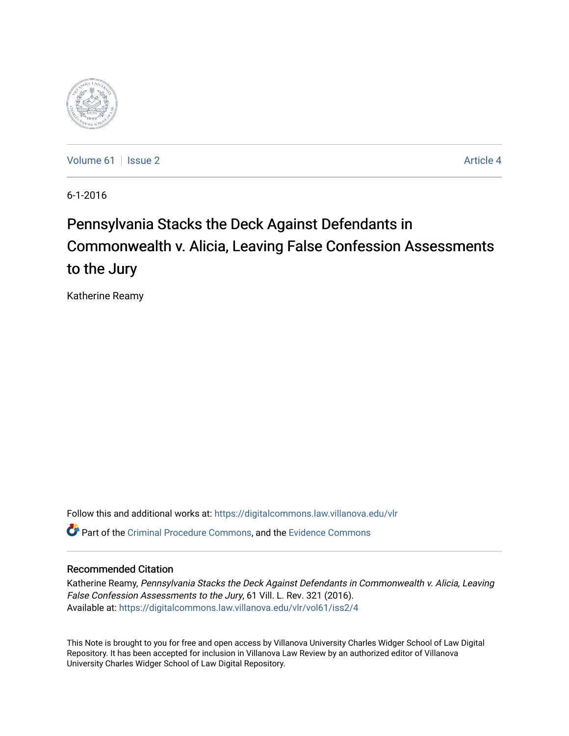Volume 61 | Issue 2 | Article 4

6-1-2016

# Pennsylvania Stacks the Deck Against Defendants in Commonwealth v. Alicia, Leaving False Confession Assessments to the Jury

Katherine Reamy

Follow this and additional works at: https://digitalcommons.law.villanova.edu/vlr

Part of the Criminal Procedure Commons, and the Evidence Commons

## Recommended Citation

Katherine Reamy, *Pennsylvania Stacks the Deck Against Defendants in Commonwealth v. Alicia, Leaving False Confession Assessments to the Jury*, 61 Vill. L. Rev. 321 (2016).
Available at: https://digitalcommons.law.villanova.edu/vlr/vol61/iss2/4

This Note is brought to you for free and open access by Villanova University Charles Widger School of Law Digital Repository. It has been accepted for inclusion in Villanova Law Review by an authorized editor of Villanova University Charles Widger School of Law Digital Repository.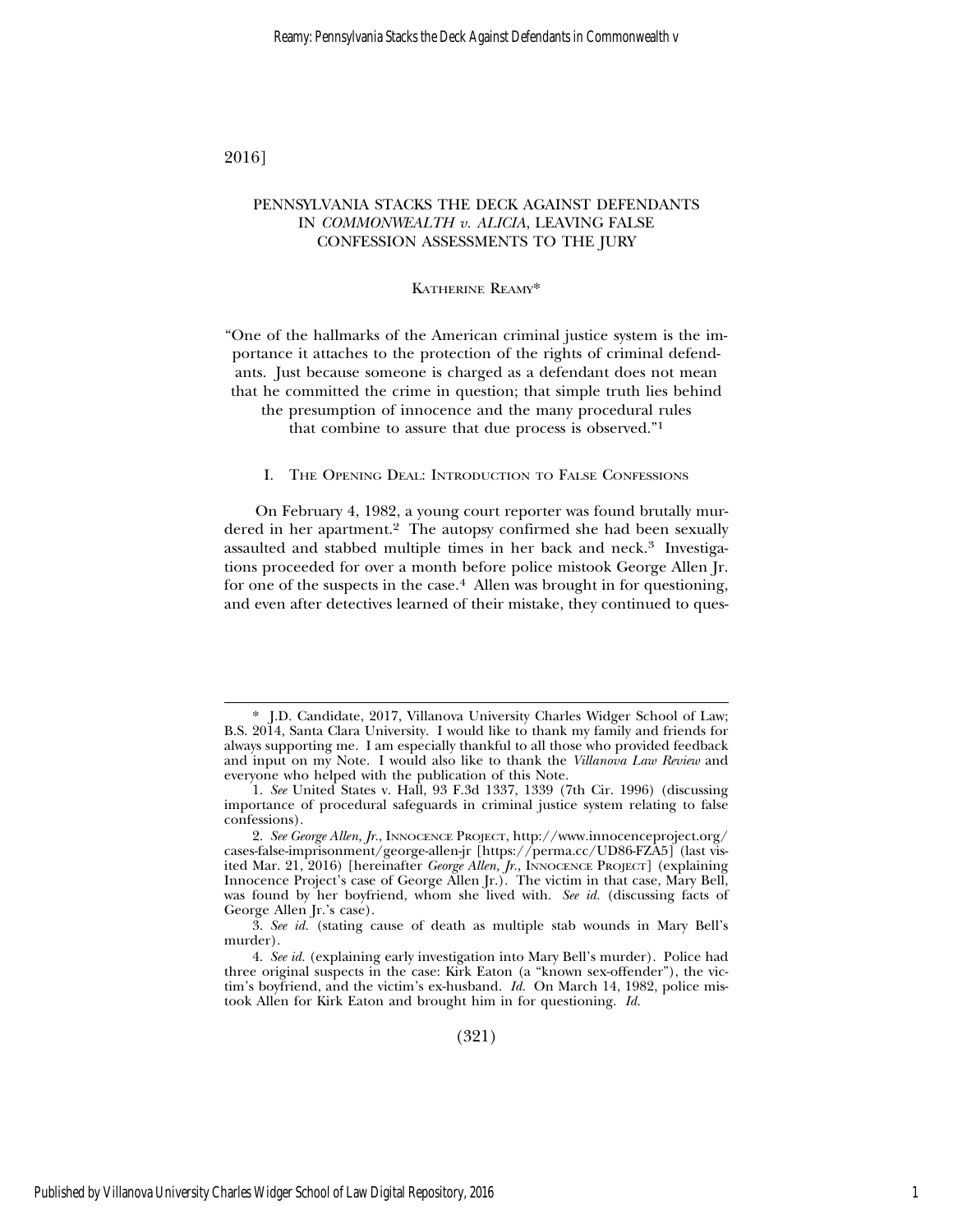# PENNSYLVANIA STACKS THE DECK AGAINST DEFENDANTS IN *COMMONWEALTH v. ALICIA*, LEAVING FALSE CONFESSION ASSESSMENTS TO THE JURY

KATHERINE REAMY*

"One of the hallmarks of the American criminal justice system is the importance it attaches to the protection of the rights of criminal defendants. Just because someone is charged as a defendant does not mean that he committed the crime in question; that simple truth lies behind the presumption of innocence and the many procedural rules that combine to assure that due process is observed."[1]

## I. THE OPENING DEAL: INTRODUCTION TO FALSE CONFESSIONS

On February 4, 1982, a young court reporter was found brutally murdered in her apartment.[2] The autopsy confirmed she had been sexually assaulted and stabbed multiple times in her back and neck.[3] Investigations proceeded for over a month before police mistook George Allen Jr. for one of the suspects in the case.[4] Allen was brought in for questioning, and even after detectives learned of their mistake, they continued to ques-

---

\* J.D. Candidate, 2017, Villanova University Charles Widger School of Law; B.S. 2014, Santa Clara University. I would like to thank my family and friends for always supporting me. I am especially thankful to all those who provided feedback and input on my Note. I would also like to thank the *Villanova Law Review* and everyone who helped with the publication of this Note.

1. *See* United States v. Hall, 93 F.3d 1337, 1339 (7th Cir. 1996) (discussing importance of procedural safeguards in criminal justice system relating to false confessions).

2. *See George Allen, Jr.*, INNOCENCE PROJECT, http://www.innocenceproject.org/cases-false-imprisonment/george-allen-jr [https://perma.cc/UD86-FZA5] (last visited Mar. 21, 2016) [hereinafter *George Allen, Jr.*, INNOCENCE PROJECT] (explaining Innocence Project's case of George Allen Jr.). The victim in that case, Mary Bell, was found by her boyfriend, whom she lived with. *See id.* (discussing facts of George Allen Jr.'s case).

3. *See id.* (stating cause of death as multiple stab wounds in Mary Bell's murder).

4. *See id.* (explaining early investigation into Mary Bell's murder). Police had three original suspects in the case: Kirk Eaton (a "known sex-offender"), the victim's boyfriend, and the victim's ex-husband. *Id.* On March 14, 1982, police mistook Allen for Kirk Eaton and brought him in for questioning. *Id.*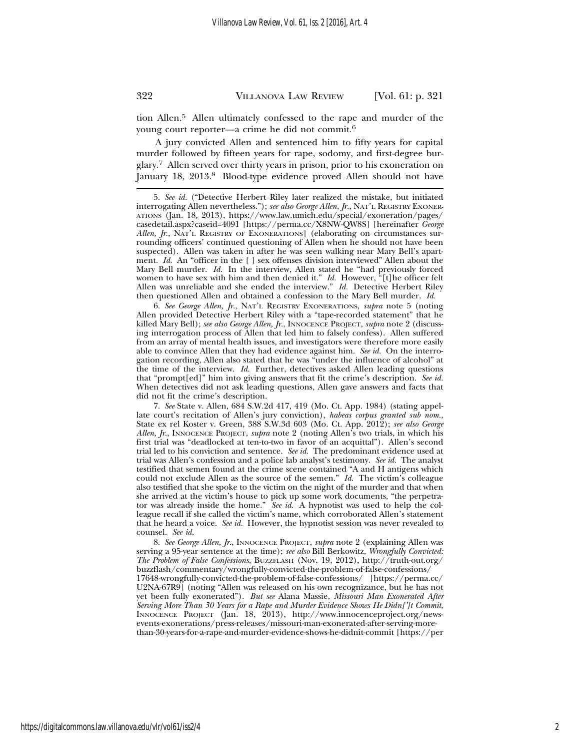tion Allen.[5] Allen ultimately confessed to the rape and murder of the young court reporter—a crime he did not commit.[6]

A jury convicted Allen and sentenced him to fifty years for capital murder followed by fifteen years for rape, sodomy, and first-degree burglary.[7] Allen served over thirty years in prison, prior to his exoneration on January 18, 2013.[8] Blood-type evidence proved Allen should not have

---

5. *See id.* ("Detective Herbert Riley later realized the mistake, but initiated interrogating Allen nevertheless."); *see also George Allen, Jr.*, NAT'L REGISTRY EXONERATIONS (Jan. 18, 2013), https://www.law.umich.edu/special/exoneration/pages/casedetail.aspx?caseid=4091 [https://perma.cc/X8NW-QW8S] [hereinafter *George Allen, Jr.*, NAT'L REGISTRY OF EXONERATIONS] (elaborating on circumstances surrounding officers' continued questioning of Allen when he should not have been suspected). Allen was taken in after he was seen walking near Mary Bell's apartment. *Id.* An "officer in the [ ] sex offenses division interviewed" Allen about the Mary Bell murder. *Id.* In the interview, Allen stated he "had previously forced women to have sex with him and then denied it." *Id.* However, "[t]he officer felt Allen was unreliable and she ended the interview." *Id.* Detective Herbert Riley then questioned Allen and obtained a confession to the Mary Bell murder. *Id.*

6. *See George Allen, Jr.*, NAT'L REGISTRY EXONERATIONS, *supra* note 5 (noting Allen provided Detective Herbert Riley with a "tape-recorded statement" that he killed Mary Bell); *see also George Allen, Jr.*, INNOCENCE PROJECT, *supra* note 2 (discussing interrogation process of Allen that led him to falsely confess). Allen suffered from an array of mental health issues, and investigators were therefore more easily able to convince Allen that they had evidence against him. *See id.* On the interrogation recording, Allen also stated that he was "under the influence of alcohol" at the time of the interview. *Id.* Further, detectives asked Allen leading questions that "prompt[ed]" him into giving answers that fit the crime's description. *See id.* When detectives did not ask leading questions, Allen gave answers and facts that did not fit the crime's description.

7. *See* State v. Allen, 684 S.W.2d 417, 419 (Mo. Ct. App. 1984) (stating appellate court's recitation of Allen's jury conviction), *habeas corpus granted sub nom.*, State ex rel Koster v. Green, 388 S.W.3d 603 (Mo. Ct. App. 2012); *see also George Allen, Jr.*, INNOCENCE PROJECT, *supra* note 2 (noting Allen's two trials, in which his first trial was "deadlocked at ten-to-two in favor of an acquittal"). Allen's second trial led to his conviction and sentence. *See id.* The predominant evidence used at trial was Allen's confession and a police lab analyst's testimony. *See id.* The analyst testified that semen found at the crime scene contained "A and H antigens which could not exclude Allen as the source of the semen." *Id.* The victim's colleague also testified that she spoke to the victim on the night of the murder and that when she arrived at the victim's house to pick up some work documents, "the perpetrator was already inside the home." *See id.* A hypnotist was used to help the colleague recall if she called the victim's name, which corroborated Allen's statement that he heard a voice. *See id.* However, the hypnotist session was never revealed to counsel. *See id.*

8. *See George Allen, Jr.*, INNOCENCE PROJECT, *supra* note 2 (explaining Allen was serving a 95-year sentence at the time); *see also* Bill Berkowitz, *Wrongfully Convicted: The Problem of False Confessions*, BUZZFLASH (Nov. 19, 2012), http://truth-out.org/buzzflash/commentary/wrongfully-convicted-the-problem-of-false-confessions/17648-wrongfully-convicted-the-problem-of-false-confessions/ [https://perma.cc/U2NA-67R9] (noting "Allen was released on his own recognizance, but he has not yet been fully exonerated"). *But see* Alana Massie, *Missouri Man Exonerated After Serving More Than 30 Years for a Rape and Murder Evidence Shows He Didn[']t Commit*, INNOCENCE PROJECT (Jan. 18, 2013), http://www.innocenceproject.org/news-events-exonerations/press-releases/missouri-man-exonerated-after-serving-more-than-30-years-for-a-rape-and-murder-evidence-shows-he-didnit-commit [https://per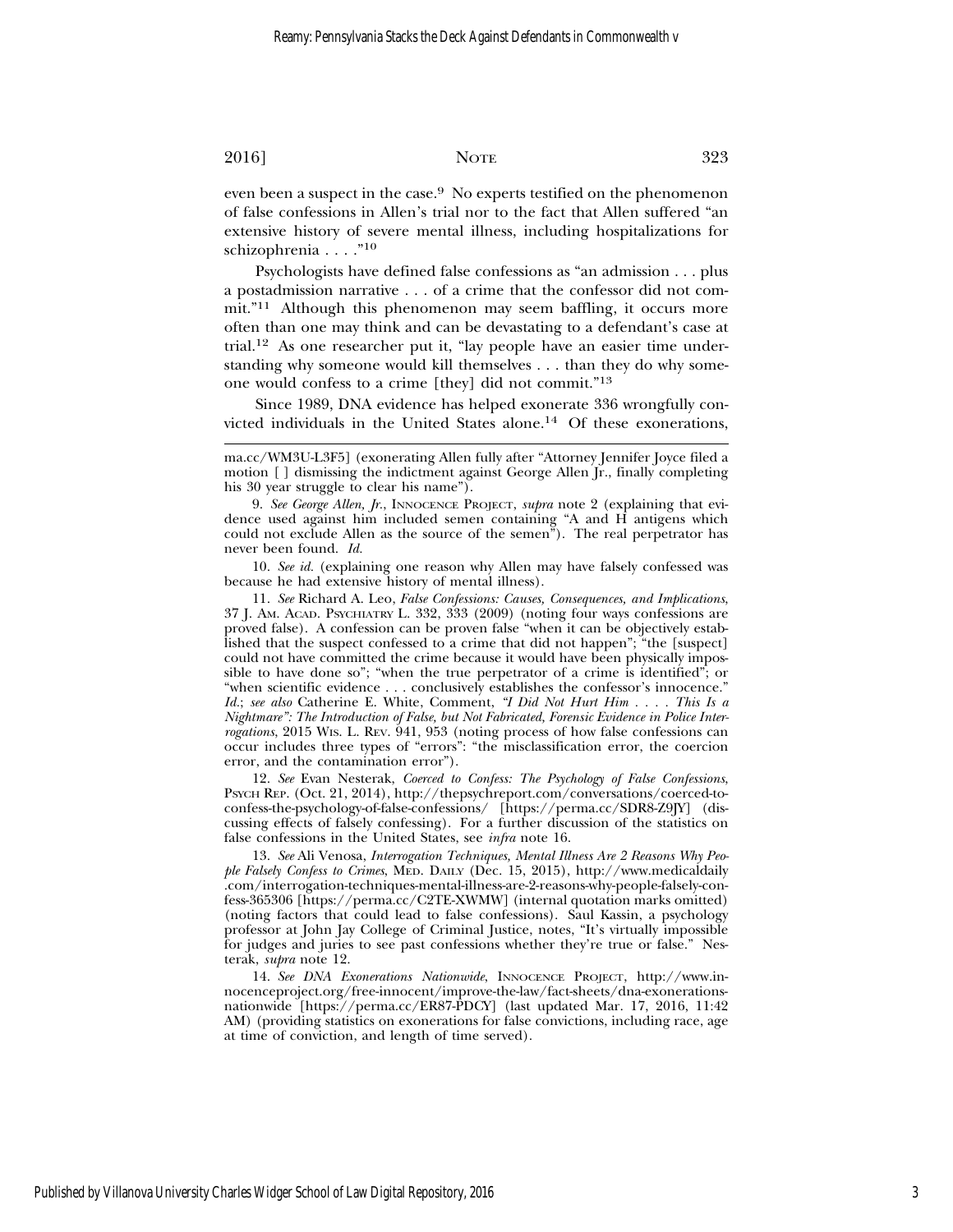even been a suspect in the case.[9] No experts testified on the phenomenon of false confessions in Allen's trial nor to the fact that Allen suffered "an extensive history of severe mental illness, including hospitalizations for schizophrenia . . . ."[10]

Psychologists have defined false confessions as "an admission . . . plus a postadmission narrative . . . of a crime that the confessor did not commit."[11] Although this phenomenon may seem baffling, it occurs more often than one may think and can be devastating to a defendant's case at trial.[12] As one researcher put it, "lay people have an easier time understanding why someone would kill themselves . . . than they do why someone would confess to a crime [they] did not commit."[13]

Since 1989, DNA evidence has helped exonerate 336 wrongfully convicted individuals in the United States alone.[14] Of these exonerations,

---

ma.cc/WM3U-L3F5] (exonerating Allen fully after "Attorney Jennifer Joyce filed a motion [ ] dismissing the indictment against George Allen Jr., finally completing his 30 year struggle to clear his name").

9. *See George Allen, Jr.*, INNOCENCE PROJECT, *supra* note 2 (explaining that evidence used against him included semen containing "A and H antigens which could not exclude Allen as the source of the semen"). The real perpetrator has never been found. *Id.*

10. *See id.* (explaining one reason why Allen may have falsely confessed was because he had extensive history of mental illness).

11. *See* Richard A. Leo, *False Confessions: Causes, Consequences, and Implications*, 37 J. AM. ACAD. PSYCHIATRY L. 332, 333 (2009) (noting four ways confessions are proved false). A confession can be proven false "when it can be objectively established that the suspect confessed to a crime that did not happen"; "the [suspect] could not have committed the crime because it would have been physically impossible to have done so"; "when the true perpetrator of a crime is identified"; or "when scientific evidence . . . conclusively establishes the confessor's innocence." *Id.*; *see also* Catherine E. White, Comment, *"I Did Not Hurt Him . . . . This Is a Nightmare": The Introduction of False, but Not Fabricated, Forensic Evidence in Police Interrogations*, 2015 WIS. L. REV. 941, 953 (noting process of how false confessions can occur includes three types of "errors": "the misclassification error, the coercion error, and the contamination error").

12. *See* Evan Nesterak, *Coerced to Confess: The Psychology of False Confessions*, PSYCH REP. (Oct. 21, 2014), http://thepsychreport.com/conversations/coerced-to-confess-the-psychology-of-false-confessions/ [https://perma.cc/SDR8-Z9JY] (discussing effects of falsely confessing). For a further discussion of the statistics on false confessions in the United States, see *infra* note 16.

13. *See* Ali Venosa, *Interrogation Techniques, Mental Illness Are 2 Reasons Why People Falsely Confess to Crimes*, MED. DAILY (Dec. 15, 2015), http://www.medicaldaily.com/interrogation-techniques-mental-illness-are-2-reasons-why-people-falsely-confess-365306 [https://perma.cc/C2TE-XWMW] (internal quotation marks omitted) (noting factors that could lead to false confessions). Saul Kassin, a psychology professor at John Jay College of Criminal Justice, notes, "It's virtually impossible for judges and juries to see past confessions whether they're true or false." Nesterak, *supra* note 12.

14. *See DNA Exonerations Nationwide*, INNOCENCE PROJECT, http://www.innocenceproject.org/free-innocent/improve-the-law/fact-sheets/dna-exonerations-nationwide [https://perma.cc/ER87-PDCY] (last updated Mar. 17, 2016, 11:42 AM) (providing statistics on exonerations for false convictions, including race, age at time of conviction, and length of time served).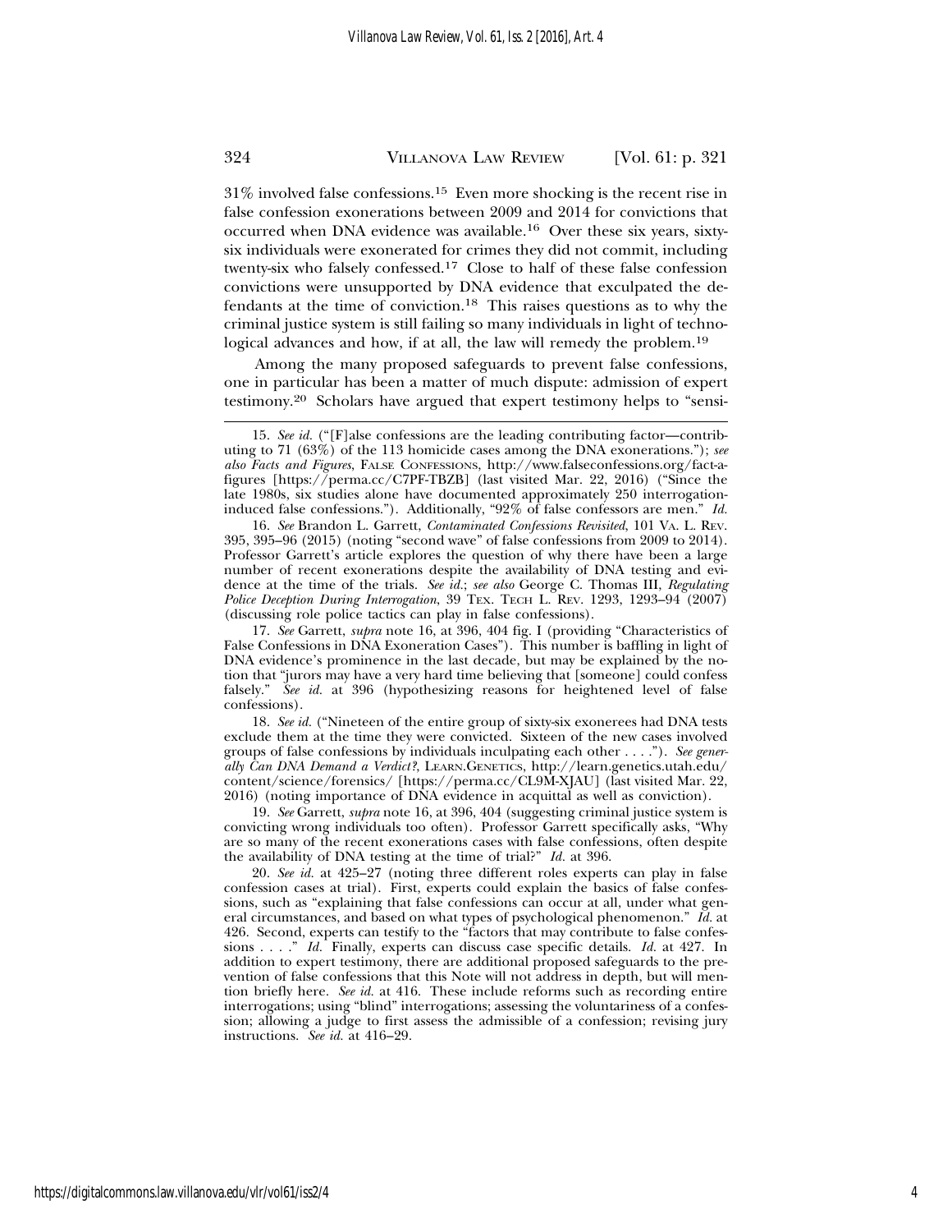31% involved false confessions.[15] Even more shocking is the recent rise in false confession exonerations between 2009 and 2014 for convictions that occurred when DNA evidence was available.[16] Over these six years, sixty-six individuals were exonerated for crimes they did not commit, including twenty-six who falsely confessed.[17] Close to half of these false confession convictions were unsupported by DNA evidence that exculpated the defendants at the time of conviction.[18] This raises questions as to why the criminal justice system is still failing so many individuals in light of technological advances and how, if at all, the law will remedy the problem.[19]

Among the many proposed safeguards to prevent false confessions, one in particular has been a matter of much dispute: admission of expert testimony.[20] Scholars have argued that expert testimony helps to "sensi-

---

15. *See id.* ("[F]alse confessions are the leading contributing factor—contributing to 71 (63%) of the 113 homicide cases among the DNA exonerations."); *see also Facts and Figures*, FALSE CONFESSIONS, http://www.falseconfessions.org/fact-a-figures [https://perma.cc/C7PF-TBZB] (last visited Mar. 22, 2016) ("Since the late 1980s, six studies alone have documented approximately 250 interrogation-induced false confessions."). Additionally, "92% of false confessors are men." *Id.*

16. *See* Brandon L. Garrett, *Contaminated Confessions Revisited*, 101 VA. L. REV. 395, 395–96 (2015) (noting "second wave" of false confessions from 2009 to 2014). Professor Garrett's article explores the question of why there have been a large number of recent exonerations despite the availability of DNA testing and evidence at the time of the trials. *See id.*; *see also* George C. Thomas III, *Regulating Police Deception During Interrogation*, 39 TEX. TECH L. REV. 1293, 1293–94 (2007) (discussing role police tactics can play in false confessions).

17. *See* Garrett, *supra* note 16, at 396, 404 fig. I (providing "Characteristics of False Confessions in DNA Exoneration Cases"). This number is baffling in light of DNA evidence's prominence in the last decade, but may be explained by the notion that "jurors may have a very hard time believing that [someone] could confess falsely." *See id.* at 396 (hypothesizing reasons for heightened level of false confessions).

18. *See id.* ("Nineteen of the entire group of sixty-six exonerees had DNA tests exclude them at the time they were convicted. Sixteen of the new cases involved groups of false confessions by individuals inculpating each other . . . ."). *See generally Can DNA Demand a Verdict?*, LEARN.GENETICS, http://learn.genetics.utah.edu/content/science/forensics/ [https://perma.cc/CL9M-XJAU] (last visited Mar. 22, 2016) (noting importance of DNA evidence in acquittal as well as conviction).

19. *See* Garrett, *supra* note 16, at 396 (suggesting criminal justice system is convicting wrong individuals too often). Professor Garrett specifically asks, "Why are so many of the recent exonerations cases with false confessions, often despite the availability of DNA testing at the time of trial?" *Id.* at 396.

20. *See id.* at 425–27 (noting three different roles experts can play in false confession cases at trial). First, experts could explain the basics of false confessions, such as "explaining that false confessions can occur at all, under what general circumstances, and based on what types of psychological phenomenon." *Id.* at 426. Second, experts can testify to the "factors that may contribute to false confessions . . . ." *Id.* Finally, experts can discuss case specific details. *Id.* at 427. In addition to expert testimony, there are additional proposed safeguards to the prevention of false confessions that this Note will not address in depth, but will mention briefly here. *See id.* at 416. These include reforms such as recording entire interrogations; using "blind" interrogations; assessing the voluntariness of a confession; allowing a judge to first assess the admissible of a confession; revising jury instructions. *See id.* at 416–29.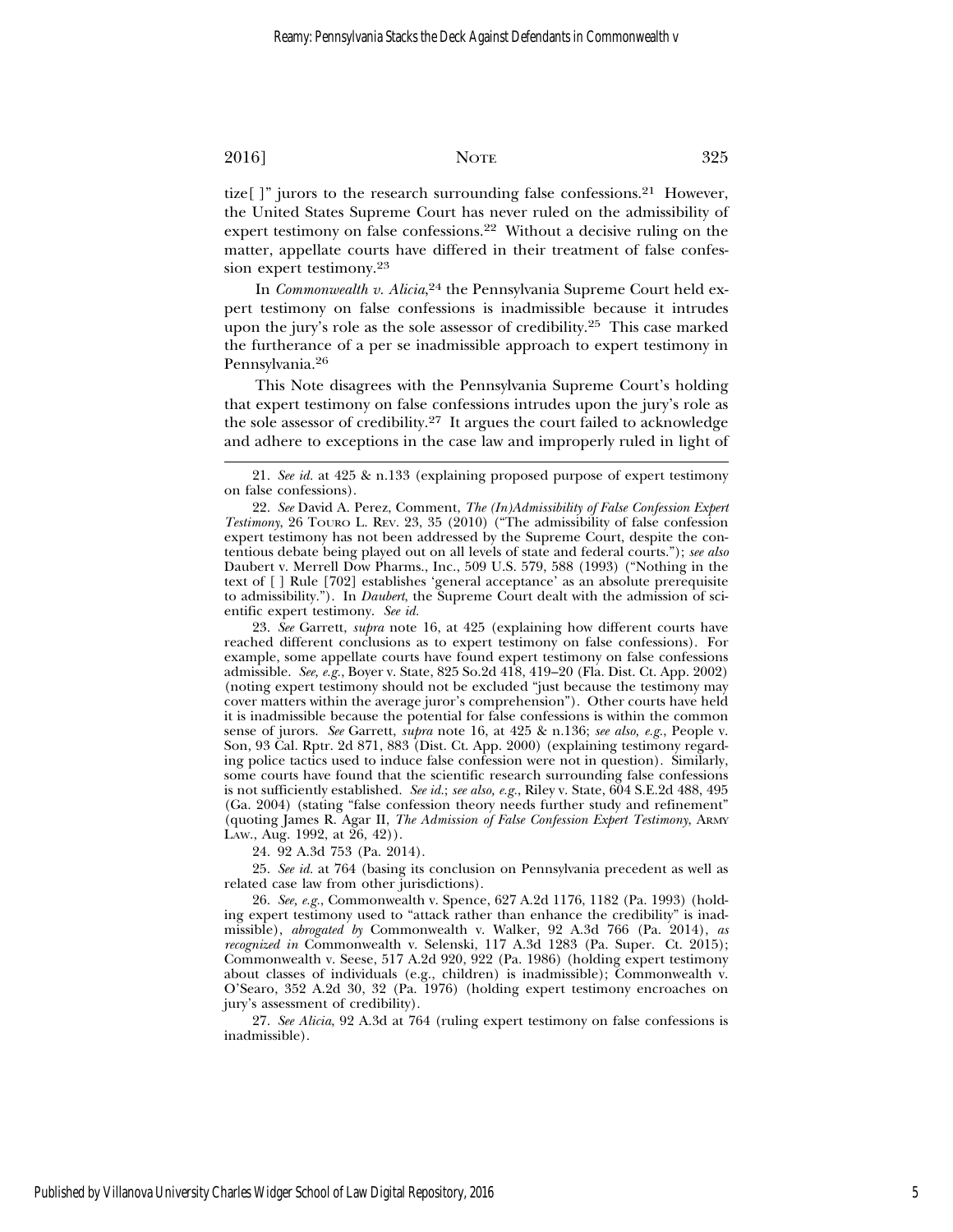tize[ ]" jurors to the research surrounding false confessions.[21] However, the United States Supreme Court has never ruled on the admissibility of expert testimony on false confessions.[22] Without a decisive ruling on the matter, appellate courts have differed in their treatment of false confession expert testimony.[23]

In *Commonwealth v. Alicia*,[24] the Pennsylvania Supreme Court held expert testimony on false confessions is inadmissible because it intrudes upon the jury's role as the sole assessor of credibility.[25] This case marked the furtherance of a per se inadmissible approach to expert testimony in Pennsylvania.[26]

This Note disagrees with the Pennsylvania Supreme Court's holding that expert testimony on false confessions intrudes upon the jury's role as the sole assessor of credibility.[27] It argues the court failed to acknowledge and adhere to exceptions in the case law and improperly ruled in light of

---

21. *See id.* at 425 & n.133 (explaining proposed purpose of expert testimony on false confessions).

22. *See* David A. Perez, Comment, *The (In)Admissibility of False Confession Expert Testimony*, 26 Touro L. Rev. 23, 35 (2010) ("The admissibility of false confession expert testimony has not been addressed by the Supreme Court, despite the contentious debate being played out on all levels of state and federal courts."); *see also* Daubert v. Merrell Dow Pharms., Inc., 509 U.S. 579, 588 (1993) ("Nothing in the text of [ ] Rule [702] establishes 'general acceptance' as an absolute prerequisite to admissibility."). In *Daubert*, the Supreme Court dealt with the admission of scientific expert testimony. *See id.*

23. *See* Garrett, *supra* note 16, at 425 (explaining how different courts have reached different conclusions as to expert testimony on false confessions). For example, some appellate courts have found expert testimony on false confessions admissible. *See, e.g.*, Boyer v. State, 825 So.2d 418, 419–20 (Fla. Dist. Ct. App. 2002) (noting expert testimony should not be excluded "just because the testimony may cover matters within the average juror's comprehension"). Other courts have held it is inadmissible because the potential for false confessions is within the common sense of jurors. *See* Garrett, *supra* note 16, at 425 & n.136; *see also, e.g.*, People v. Son, 93 Cal. Rptr. 2d 871, 883 (Dist. Ct. App. 2000) (explaining testimony regarding police tactics used to induce false confession were not in question). Similarly, some courts have found that the scientific research surrounding false confessions is not sufficiently established. *See id.*; *see also, e.g.*, Riley v. State, 604 S.E.2d 488, 495 (Ga. 2004) (stating "false confession theory needs further study and refinement" (quoting James R. Agar II, *The Admission of False Confession Expert Testimony*, Army Law., Aug. 1992, at 26, 42)).

24. 92 A.3d 753 (Pa. 2014).

25. *See id.* at 764 (basing its conclusion on Pennsylvania precedent as well as related case law from other jurisdictions).

26. *See, e.g.*, Commonwealth v. Spence, 627 A.2d 1176, 1182 (Pa. 1993) (holding expert testimony used to "attack rather than enhance the credibility" is inadmissible), *abrogated by* Commonwealth v. Walker, 92 A.3d 766 (Pa. 2014), *as recognized in* Commonwealth v. Selenski, 117 A.3d 1283 (Pa. Super. Ct. 2015); Commonwealth v. Seese, 517 A.2d 920, 922 (Pa. 1986) (holding expert testimony about classes of individuals (e.g., children) is inadmissible); Commonwealth v. O'Searo, 352 A.2d 30, 32 (Pa. 1976) (holding expert testimony encroaches on jury's assessment of credibility).

27. *See Alicia*, 92 A.3d at 764 (ruling expert testimony on false confessions is inadmissible).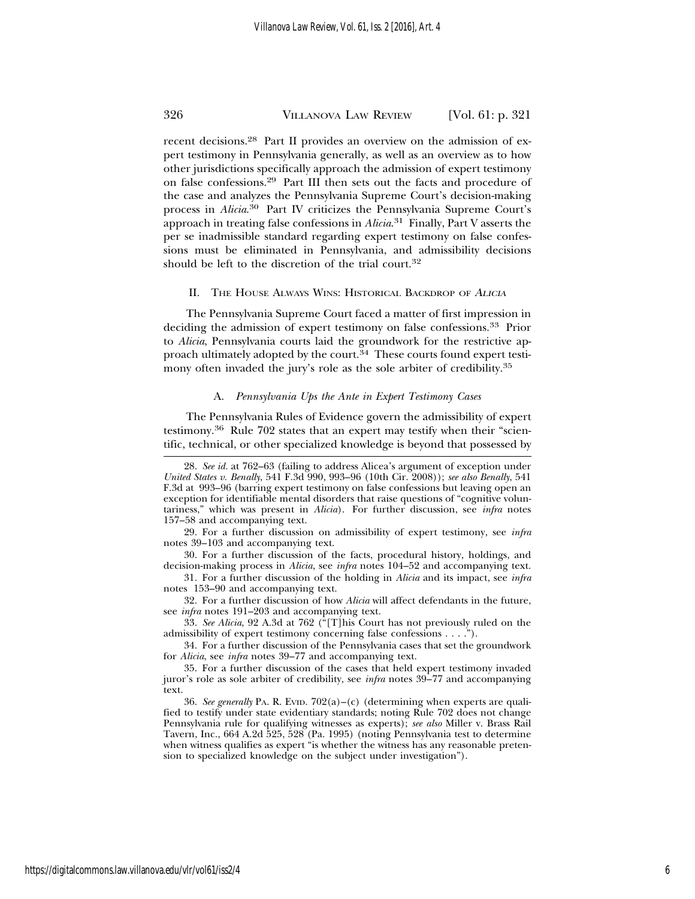recent decisions.[28] Part II provides an overview on the admission of expert testimony in Pennsylvania generally, as well as an overview as to how other jurisdictions specifically approach the admission of expert testimony on false confessions.[29] Part III then sets out the facts and procedure of the case and analyzes the Pennsylvania Supreme Court's decision-making process in *Alicia*.[30] Part IV criticizes the Pennsylvania Supreme Court's approach in treating false confessions in *Alicia*.[31] Finally, Part V asserts the per se inadmissible standard regarding expert testimony on false confessions must be eliminated in Pennsylvania, and admissibility decisions should be left to the discretion of the trial court.[32]

## II. The House Always Wins: Historical Backdrop of *Alicia*

The Pennsylvania Supreme Court faced a matter of first impression in deciding the admission of expert testimony on false confessions.[33] Prior to *Alicia*, Pennsylvania courts laid the groundwork for the restrictive approach ultimately adopted by the court.[34] These courts found expert testimony often invaded the jury's role as the sole arbiter of credibility.[35]

### A. *Pennsylvania Ups the Ante in Expert Testimony Cases*

The Pennsylvania Rules of Evidence govern the admissibility of expert testimony.[36] Rule 702 states that an expert may testify when their "scientific, technical, or other specialized knowledge is beyond that possessed by

---

28. *See id.* at 762–63 (failing to address Alicea's argument of exception under *United States v. Benally*, 541 F.3d 990, 993–96 (10th Cir. 2008)); *see also Benally*, 541 F.3d at 993–96 (barring expert testimony on false confessions but leaving open an exception for identifiable mental disorders that raise questions of "cognitive voluntariness," which was present in *Alicia*). For further discussion, see *infra* notes 157–58 and accompanying text.

29. For a further discussion on admissibility of expert testimony, see *infra* notes 39–103 and accompanying text.

30. For a further discussion of the facts, procedural history, holdings, and decision-making process in *Alicia*, see *infra* notes 104–52 and accompanying text.

31. For a further discussion of the holding in *Alicia* and its impact, see *infra* notes 153–90 and accompanying text.

32. For a further discussion of how *Alicia* will affect defendants in the future, see *infra* notes 191–203 and accompanying text.

33. *See Alicia*, 92 A.3d at 762 ("[T]his Court has not previously ruled on the admissibility of expert testimony concerning false confessions . . . .").

34. For a further discussion of the Pennsylvania cases that set the groundwork for *Alicia*, see *infra* notes 39–77 and accompanying text.

35. For a further discussion of the cases that held expert testimony invaded juror's role as sole arbiter of credibility, see *infra* notes 39–77 and accompanying text.

36. *See generally* Pa. R. Evid. 702(a)–(c) (determining when experts are qualified to testify under state evidentiary standards; noting Rule 702 does not change Pennsylvania rule for qualifying witnesses as experts); *see also* Miller v. Brass Rail Tavern, Inc., 664 A.2d 525, 528 (Pa. 1995) (noting Pennsylvania test to determine when witness qualifies as expert "is whether the witness has any reasonable pretension to specialized knowledge on the subject under investigation").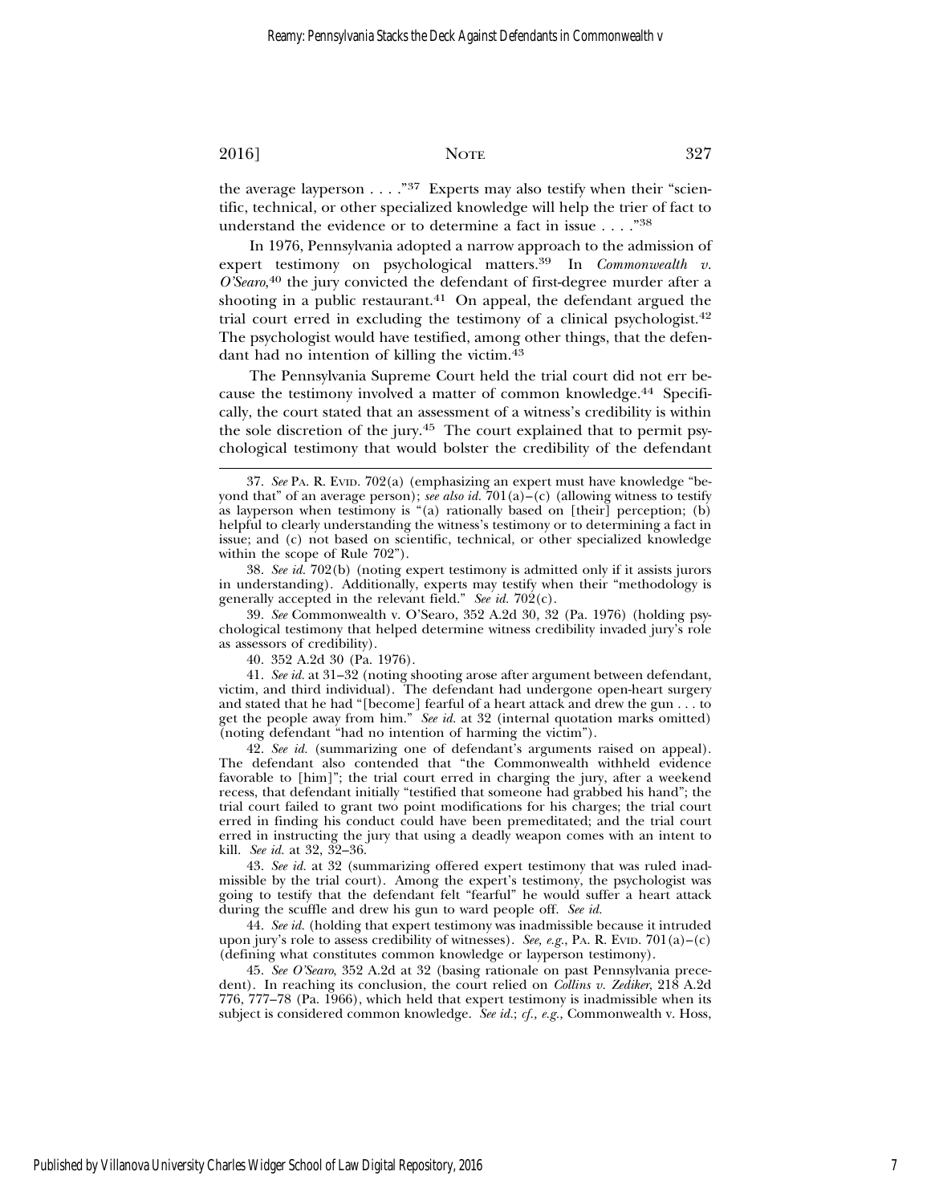the average layperson . . . ."[37] Experts may also testify when their "scientific, technical, or other specialized knowledge will help the trier of fact to understand the evidence or to determine a fact in issue . . . ."[38]

In 1976, Pennsylvania adopted a narrow approach to the admission of expert testimony on psychological matters.[39] In *Commonwealth v. O'Searo*,[40] the jury convicted the defendant of first-degree murder after a shooting in a public restaurant.[41] On appeal, the defendant argued the trial court erred in excluding the testimony of a clinical psychologist.[42] The psychologist would have testified, among other things, that the defendant had no intention of killing the victim.[43]

The Pennsylvania Supreme Court held the trial court did not err because the testimony involved a matter of common knowledge.[44] Specifically, the court stated that an assessment of a witness's credibility is within the sole discretion of the jury.[45] The court explained that to permit psychological testimony that would bolster the credibility of the defendant

---

37. *See* PA. R. EVID. 702(a) (emphasizing an expert must have knowledge "beyond that" of an average person); *see also id.* 701(a)–(c) (allowing witness to testify as layperson when testimony is "(a) rationally based on [their] perception; (b) helpful to clearly understanding the witness's testimony or to determining a fact in issue; and (c) not based on scientific, technical, or other specialized knowledge within the scope of Rule 702").

38. *See id.* 702(b) (noting expert testimony is admitted only if it assists jurors in understanding). Additionally, experts may testify when their "methodology is generally accepted in the relevant field." *See id.* 702(c).

39. *See* Commonwealth v. O'Searo, 352 A.2d 30, 32 (Pa. 1976) (holding psychological testimony that helped determine witness credibility invaded jury's role as assessors of credibility).

40. 352 A.2d 30 (Pa. 1976).

41. *See id.* at 31–32 (noting shooting arose after argument between defendant, victim, and third individual). The defendant had undergone open-heart surgery and stated that he had "[become] fearful of a heart attack and drew the gun . . . to get the people away from him." *See id.* at 32 (internal quotation marks omitted) (noting defendant "had no intention of harming the victim").

42. *See id.* (summarizing one of defendant's arguments raised on appeal). The defendant also contended that "the Commonwealth withheld evidence favorable to [him]"; the trial court erred in charging the jury, after a weekend recess, that defendant initially "testified that someone had grabbed his hand"; the trial court failed to grant two point modifications for his charges; the trial court erred in finding his conduct could have been premeditated; and the trial court erred in instructing the jury that using a deadly weapon comes with an intent to kill. *See id.* at 32, 32–36.

43. *See id.* at 32 (summarizing offered expert testimony that was ruled inadmissible by the trial court). Among the expert's testimony, the psychologist was going to testify that the defendant felt "fearful" he would suffer a heart attack during the scuffle and drew his gun to ward people off. *See id.*

44. *See id.* (holding that expert testimony was inadmissible because it intruded upon jury's role to assess credibility of witnesses). *See, e.g.*, PA. R. EVID. 701(a)–(c) (defining what constitutes common knowledge or layperson testimony).

45. *See O'Searo*, 352 A.2d at 32 (basing rationale on past Pennsylvania precedent). In reaching its conclusion, the court relied on *Collins v. Zediker*, 218 A.2d 776, 777–78 (Pa. 1966), which held that expert testimony is inadmissible when its subject is considered common knowledge. *See id.*; *cf., e.g.*, Commonwealth v. Hoss,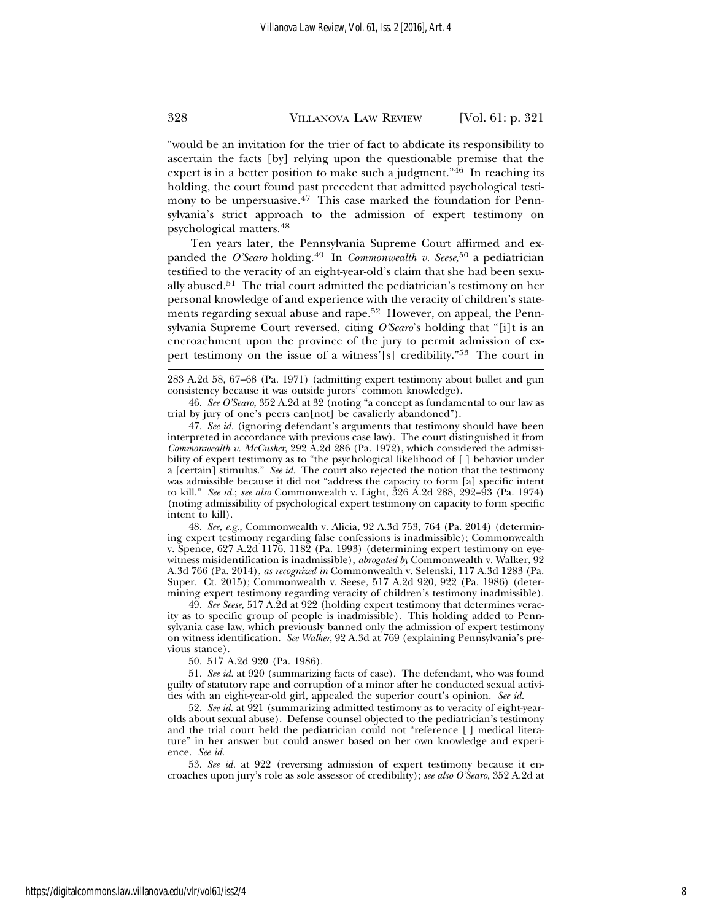"would be an invitation for the trier of fact to abdicate its responsibility to ascertain the facts [by] relying upon the questionable premise that the expert is in a better position to make such a judgment."[46] In reaching its holding, the court found past precedent that admitted psychological testimony to be unpersuasive.[47] This case marked the foundation for Pennsylvania's strict approach to the admission of expert testimony on psychological matters.[48]

Ten years later, the Pennsylvania Supreme Court affirmed and expanded the *O'Searo* holding.[49] In *Commonwealth v. Seese*,[50] a pediatrician testified to the veracity of an eight-year-old's claim that she had been sexually abused.[51] The trial court admitted the pediatrician's testimony on her personal knowledge of and experience with the veracity of children's statements regarding sexual abuse and rape.[52] However, on appeal, the Pennsylvania Supreme Court reversed, citing *O'Searo*'s holding that "[i]t is an encroachment upon the province of the jury to permit admission of expert testimony on the issue of a witness'[s] credibility."[53] The court in

283 A.2d 58, 67–68 (Pa. 1971) (admitting expert testimony about bullet and gun consistency because it was outside jurors' common knowledge).

46. *See O'Searo*, 352 A.2d at 32 (noting "a concept as fundamental to our law as trial by jury of one's peers can[not] be cavalierly abandoned").

47. *See id.* (ignoring defendant's arguments that testimony should have been interpreted in accordance with previous case law). The court distinguished it from *Commonwealth v. McCusker*, 292 A.2d 286 (Pa. 1972), which considered the admissibility of expert testimony as to "the psychological likelihood of [ ] behavior under a [certain] stimulus." *See id.* The court also rejected the notion that the testimony was admissible because it did not "address the capacity to form [a] specific intent to kill." *See id.*; *see also* Commonwealth v. Light, 326 A.2d 288, 292–93 (Pa. 1974) (noting admissibility of psychological expert testimony on capacity to form specific intent to kill).

48. *See, e.g.*, Commonwealth v. Alicia, 92 A.3d 753, 764 (Pa. 2014) (determining expert testimony regarding false confessions is inadmissible); Commonwealth v. Spence, 627 A.2d 1176, 1182 (Pa. 1993) (determining expert testimony on eyewitness misidentification is inadmissible), *abrogated by* Commonwealth v. Walker, 92 A.3d 766 (Pa. 2014), *as recognized in* Commonwealth v. Selenski, 117 A.3d 1283 (Pa. Super. Ct. 2015); Commonwealth v. Seese, 517 A.2d 920, 922 (Pa. 1986) (determining expert testimony regarding veracity of children's testimony inadmissible).

49. *See Seese*, 517 A.2d at 922 (holding expert testimony that determines veracity as to specific group of people is inadmissible). This holding added to Pennsylvania case law, which previously banned only the admission of expert testimony on witness identification. *See Walker*, 92 A.3d at 769 (explaining Pennsylvania's previous stance).

50. 517 A.2d 920 (Pa. 1986).

51. *See id.* at 920 (summarizing facts of case). The defendant, who was found guilty of statutory rape and corruption of a minor after he conducted sexual activities with an eight-year-old girl, appealed the superior court's opinion. *See id.*

52. *See id.* at 921 (summarizing admitted testimony as to veracity of eight-year-olds about sexual abuse). Defense counsel objected to the pediatrician's testimony and the trial court held the pediatrician could not "reference [ ] medical literature" in her answer but could answer based on her own knowledge and experience. *See id.*

53. *See id.* at 922 (reversing admission of expert testimony because it encroaches upon jury's role as sole assessor of credibility); *see also O'Searo*, 352 A.2d at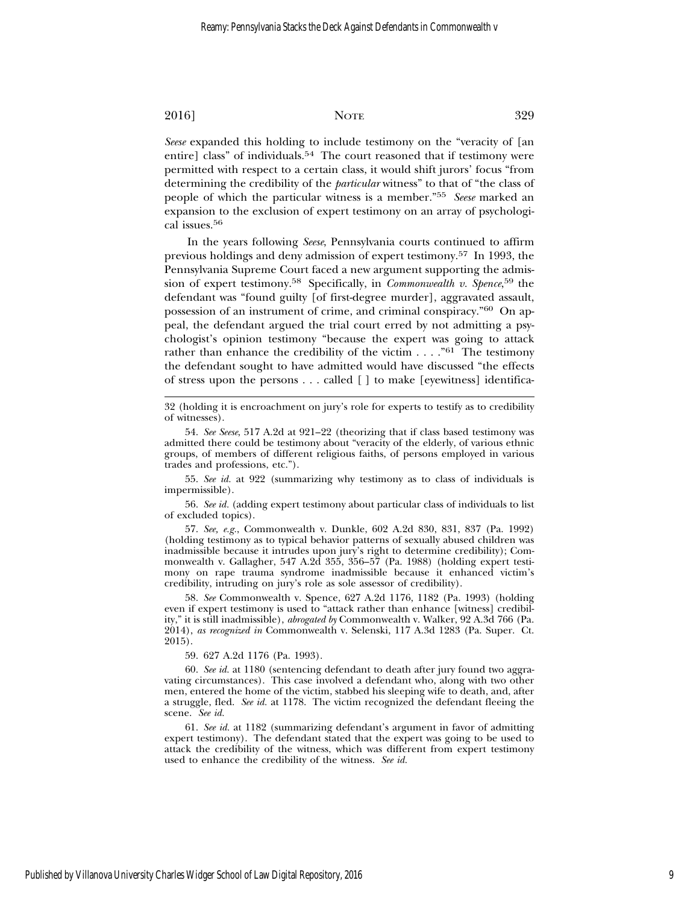*Seese* expanded this holding to include testimony on the "veracity of [an entire] class" of individuals.[54] The court reasoned that if testimony were permitted with respect to a certain class, it would shift jurors' focus "from determining the credibility of the *particular* witness" to that of "the class of people of which the particular witness is a member."[55] *Seese* marked an expansion to the exclusion of expert testimony on an array of psychological issues.[56]

In the years following *Seese*, Pennsylvania courts continued to affirm previous holdings and deny admission of expert testimony.[57] In 1993, the Pennsylvania Supreme Court faced a new argument supporting the admission of expert testimony.[58] Specifically, in *Commonwealth v. Spence*,[59] the defendant was "found guilty [of first-degree murder], aggravated assault, possession of an instrument of crime, and criminal conspiracy."[60] On appeal, the defendant argued the trial court erred by not admitting a psychologist's opinion testimony "because the expert was going to attack rather than enhance the credibility of the victim . . . ."[61] The testimony the defendant sought to have admitted would have discussed "the effects of stress upon the persons . . . called [ ] to make [eyewitness] identifica-

---

32 (holding it is encroachment on jury's role for experts to testify as to credibility of witnesses).

54. *See Seese*, 517 A.2d at 921–22 (theorizing that if class based testimony was admitted there could be testimony about "veracity of the elderly, of various ethnic groups, of members of different religious faiths, of persons employed in various trades and professions, etc.").

55. *See id.* at 922 (summarizing why testimony as to class of individuals is impermissible).

56. *See id.* (adding expert testimony about particular class of individuals to list of excluded topics).

57. *See, e.g.*, Commonwealth v. Dunkle, 602 A.2d 830, 831, 837 (Pa. 1992) (holding testimony as to typical behavior patterns of sexually abused children was inadmissible because it intrudes upon jury's right to determine credibility); Commonwealth v. Gallagher, 547 A.2d 355, 356–57 (Pa. 1988) (holding expert testimony on rape trauma syndrome inadmissible because it enhanced victim's credibility, intruding on jury's role as sole assessor of credibility).

58. *See* Commonwealth v. Spence, 627 A.2d 1176, 1182 (Pa. 1993) (holding even if expert testimony is used to "attack rather than enhance [witness] credibility," it is still inadmissible), *abrogated by* Commonwealth v. Walker, 92 A.3d 766 (Pa. 2014), *as recognized in* Commonwealth v. Selenski, 117 A.3d 1283 (Pa. Super. Ct. 2015).

59. 627 A.2d 1176 (Pa. 1993).

60. *See id.* at 1180 (sentencing defendant to death after jury found two aggravating circumstances). This case involved a defendant who, along with two other men, entered the home of the victim, stabbed his sleeping wife to death, and, after a struggle, fled. *See id.* at 1178. The victim recognized the defendant fleeing the scene. *See id.*

61. *See id.* at 1182 (summarizing defendant's argument in favor of admitting expert testimony). The defendant stated that the expert was going to be used to attack the credibility of the witness, which was different from expert testimony used to enhance the credibility of the witness. *See id.*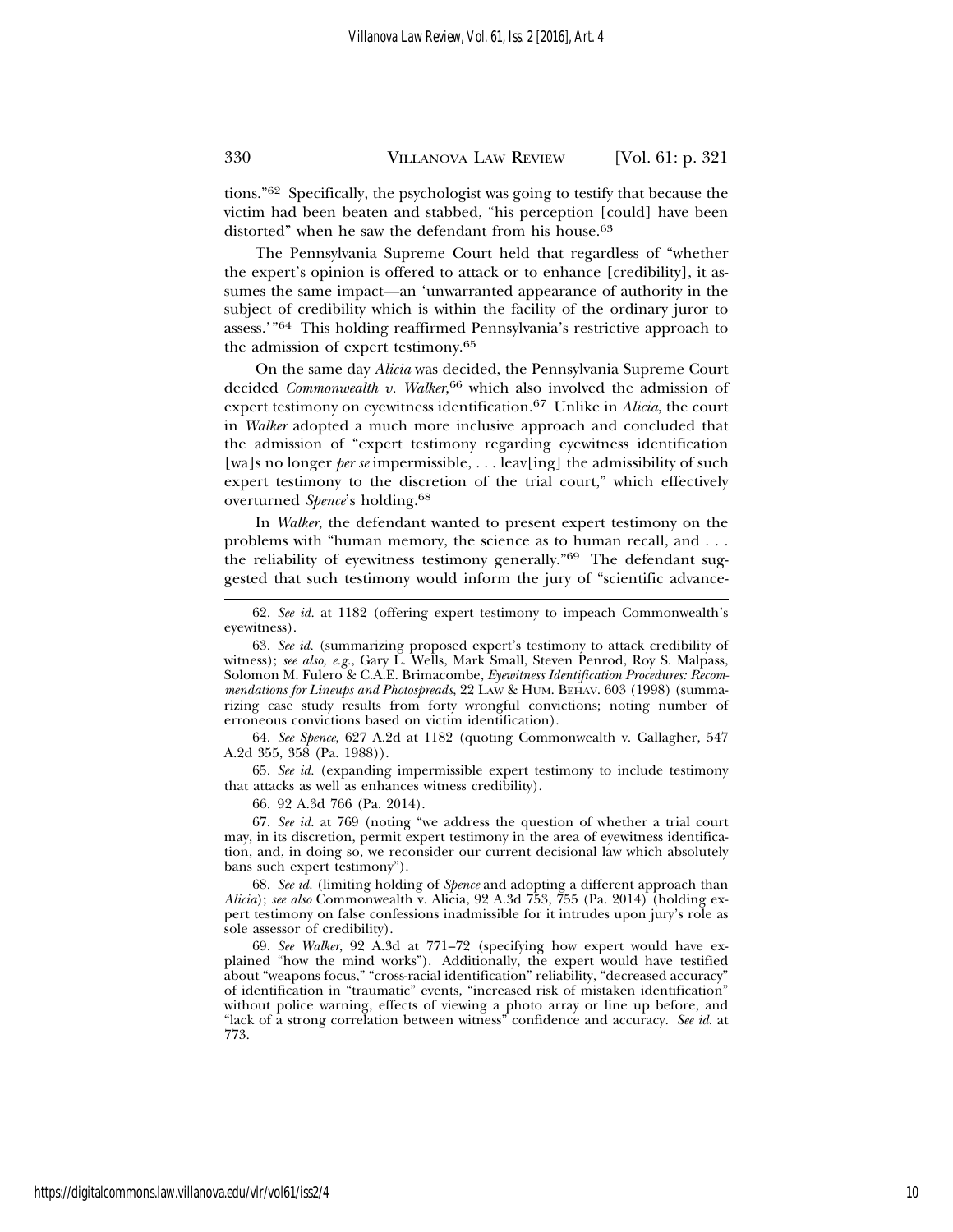tions."[62] Specifically, the psychologist was going to testify that because the victim had been beaten and stabbed, "his perception [could] have been distorted" when he saw the defendant from his house.[63]

The Pennsylvania Supreme Court held that regardless of "whether the expert's opinion is offered to attack or to enhance [credibility], it assumes the same impact—an 'unwarranted appearance of authority in the subject of credibility which is within the facility of the ordinary juror to assess.'"[64] This holding reaffirmed Pennsylvania's restrictive approach to the admission of expert testimony.[65]

On the same day *Alicia* was decided, the Pennsylvania Supreme Court decided *Commonwealth v. Walker*,[66] which also involved the admission of expert testimony on eyewitness identification.[67] Unlike in *Alicia*, the court in *Walker* adopted a much more inclusive approach and concluded that the admission of "expert testimony regarding eyewitness identification [wa]s no longer *per se* impermissible, . . . leav[ing] the admissibility of such expert testimony to the discretion of the trial court," which effectively overturned *Spence*'s holding.[68]

In *Walker*, the defendant wanted to present expert testimony on the problems with "human memory, the science as to human recall, and . . . the reliability of eyewitness testimony generally."[69] The defendant suggested that such testimony would inform the jury of "scientific advance-

---

62. *See id.* at 1182 (offering expert testimony to impeach Commonwealth's eyewitness).

63. *See id.* (summarizing proposed expert's testimony to attack credibility of witness); *see also, e.g.*, Gary L. Wells, Mark Small, Steven Penrod, Roy S. Malpass, Solomon M. Fulero & C.A.E. Brimacombe, *Eyewitness Identification Procedures: Recommendations for Lineups and Photospreads*, 22 LAW & HUM. BEHAV. 603 (1998) (summarizing case study results from forty wrongful convictions; noting number of erroneous convictions based on victim identification).

64. *See Spence*, 627 A.2d at 1182 (quoting Commonwealth v. Gallagher, 547 A.2d 355, 358 (Pa. 1988)).

65. *See id.* (expanding impermissible expert testimony to include testimony that attacks as well as enhances witness credibility).

66. 92 A.3d 766 (Pa. 2014).

67. *See id.* at 769 (noting "we address the question of whether a trial court may, in its discretion, permit expert testimony in the area of eyewitness identification, and, in doing so, we reconsider our current decisional law which absolutely bans such expert testimony").

68. *See id.* (limiting holding of *Spence* and adopting a different approach than *Alicia*); *see also* Commonwealth v. Alicia, 92 A.3d 753, 755 (Pa. 2014) (holding expert testimony on false confessions inadmissible for it intrudes upon jury's role as sole assessor of credibility).

69. *See Walker*, 92 A.3d at 771–72 (specifying how expert would have explained "how the mind works"). Additionally, the expert would have testified about "weapons focus," "cross-racial identification" reliability, "decreased accuracy" of identification in "traumatic" events, "increased risk of mistaken identification" without police warning, effects of viewing a photo array or line up before, and "lack of a strong correlation between witness" confidence and accuracy. *See id.* at 773.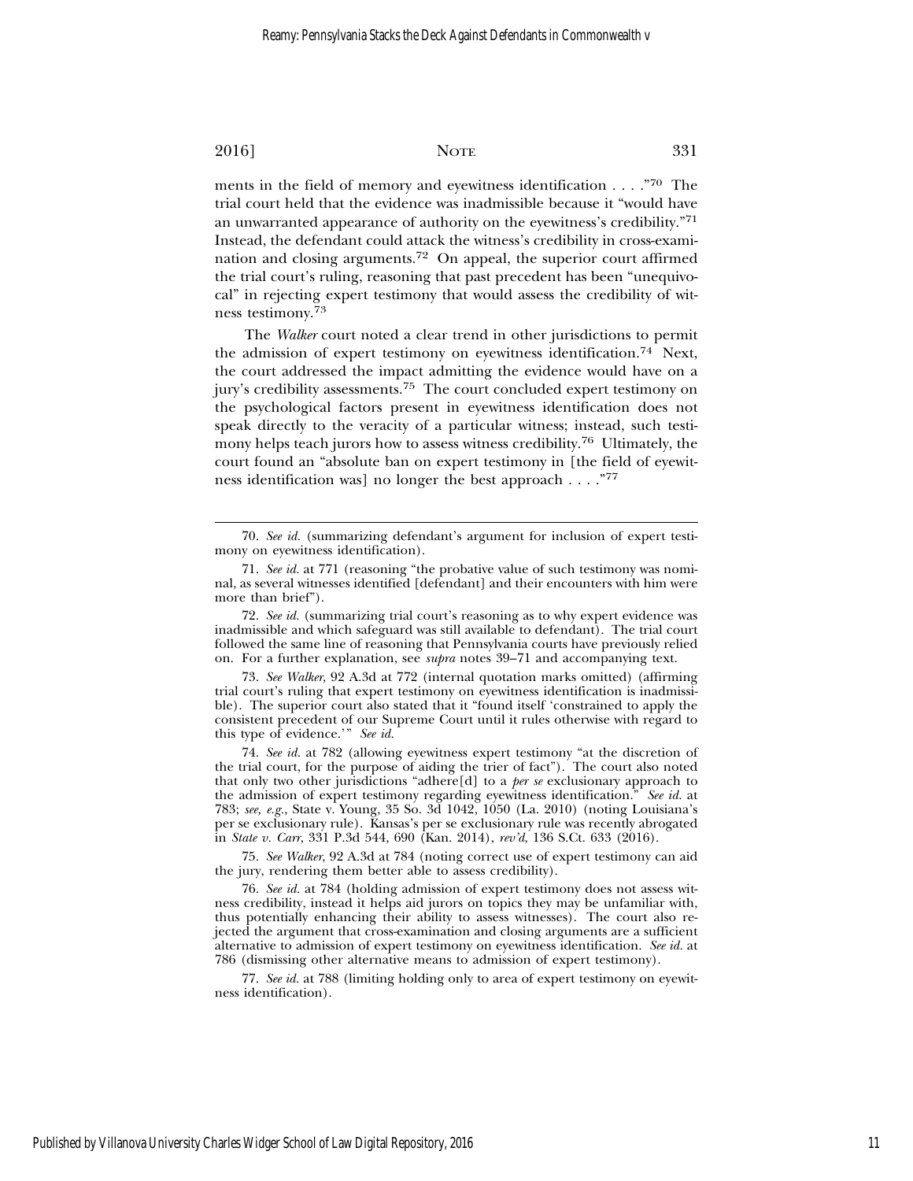ments in the field of memory and eyewitness identification . . . ."[70] The trial court held that the evidence was inadmissible because it "would have an unwarranted appearance of authority on the eyewitness's credibility."[71] Instead, the defendant could attack the witness's credibility in cross-examination and closing arguments.[72] On appeal, the superior court affirmed the trial court's ruling, reasoning that past precedent has been "unequivocal" in rejecting expert testimony that would assess the credibility of witness testimony.[73]

The *Walker* court noted a clear trend in other jurisdictions to permit the admission of expert testimony on eyewitness identification.[74] Next, the court addressed the impact admitting the evidence would have on a jury's credibility assessments.[75] The court concluded expert testimony on the psychological factors present in eyewitness identification does not speak directly to the veracity of a particular witness; instead, such testimony helps teach jurors how to assess witness credibility.[76] Ultimately, the court found an "absolute ban on expert testimony in [the field of eyewitness identification was] no longer the best approach . . . ."[77]

---

70. *See id.* (summarizing defendant's argument for inclusion of expert testimony on eyewitness identification).

71. *See id.* at 771 (reasoning "the probative value of such testimony was nominal, as several witnesses identified [defendant] and their encounters with him were more than brief").

72. *See id.* (summarizing trial court's reasoning as to why expert evidence was inadmissible and which safeguard was still available to defendant). The trial court followed the same line of reasoning that Pennsylvania courts have previously relied on. For a further explanation, see *supra* notes 39–71 and accompanying text.

73. *See Walker*, 92 A.3d at 772 (internal quotation marks omitted) (affirming trial court's ruling that expert testimony on eyewitness identification is inadmissible). The superior court also stated that it "found itself 'constrained to apply the consistent precedent of our Supreme Court until it rules otherwise with regard to this type of evidence.'" *See id.*

74. *See id.* at 782 (allowing eyewitness expert testimony "at the discretion of the trial court, for the purpose of aiding the trier of fact"). The court also noted that only two other jurisdictions "adhere[d] to a *per se* exclusionary approach to the admission of expert testimony regarding eyewitness identification." *See id.* at 783; *see, e.g.*, State v. Young, 35 So. 3d 1042, 1050 (La. 2010) (noting Louisiana's per se exclusionary rule). Kansas's per se exclusionary rule was recently abrogated in *State v. Carr*, 331 P.3d 544, 690 (Kan. 2014), *rev'd*, 136 S.Ct. 633 (2016).

75. *See Walker*, 92 A.3d at 784 (noting correct use of expert testimony can aid the jury, rendering them better able to assess credibility).

76. *See id.* at 784 (holding admission of expert testimony does not assess witness credibility, instead it helps aid jurors on topics they may be unfamiliar with, thus potentially enhancing their ability to assess witnesses). The court also rejected the argument that cross-examination and closing arguments are a sufficient alternative to admission of expert testimony on eyewitness identification. *See id.* at 786 (dismissing other alternative means to admission of expert testimony).

77. *See id.* at 788 (limiting holding only to area of expert testimony on eyewitness identification).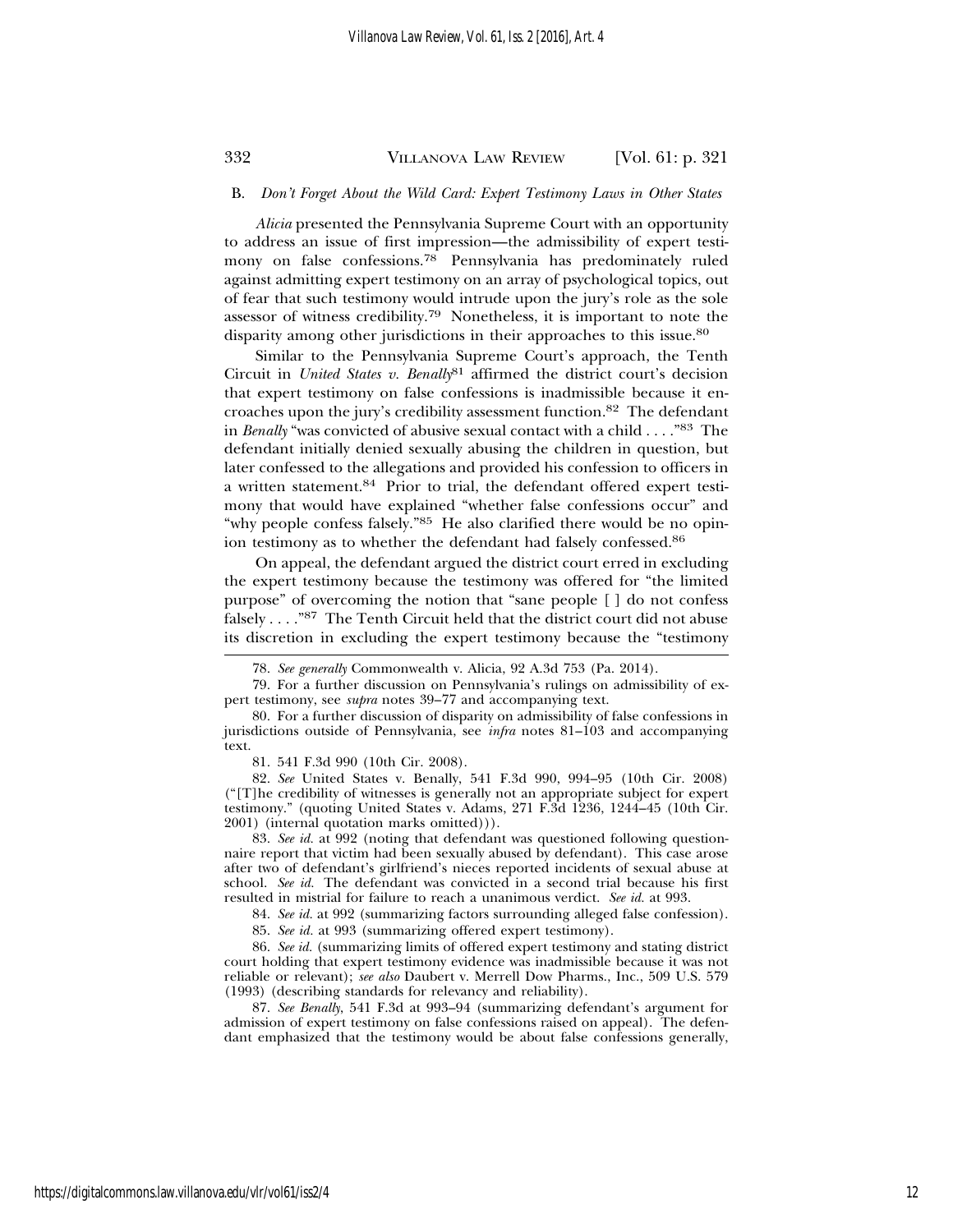### B. *Don't Forget About the Wild Card: Expert Testimony Laws in Other States*

*Alicia* presented the Pennsylvania Supreme Court with an opportunity to address an issue of first impression—the admissibility of expert testimony on false confessions.[78] Pennsylvania has predominately ruled against admitting expert testimony on an array of psychological topics, out of fear that such testimony would intrude upon the jury's role as the sole assessor of witness credibility.[79] Nonetheless, it is important to note the disparity among other jurisdictions in their approaches to this issue.[80]

Similar to the Pennsylvania Supreme Court's approach, the Tenth Circuit in *United States v. Benally*[81] affirmed the district court's decision that expert testimony on false confessions is inadmissible because it encroaches upon the jury's credibility assessment function.[82] The defendant in *Benally* "was convicted of abusive sexual contact with a child . . . ."[83] The defendant initially denied sexually abusing the children in question, but later confessed to the allegations and provided his confession to officers in a written statement.[84] Prior to trial, the defendant offered expert testimony that would have explained "whether false confessions occur" and "why people confess falsely."[85] He also clarified there would be no opinion testimony as to whether the defendant had falsely confessed.[86]

On appeal, the defendant argued the district court erred in excluding the expert testimony because the testimony was offered for "the limited purpose" of overcoming the notion that "sane people [ ] do not confess falsely . . . ."[87] The Tenth Circuit held that the district court did not abuse its discretion in excluding the expert testimony because the "testimony

---

78. *See generally* Commonwealth v. Alicia, 92 A.3d 753 (Pa. 2014).

79. For a further discussion on Pennsylvania's rulings on admissibility of expert testimony, see *supra* notes 39–77 and accompanying text.

80. For a further discussion of disparity on admissibility of false confessions in jurisdictions outside of Pennsylvania, see *infra* notes 81–103 and accompanying text.

81. 541 F.3d 990 (10th Cir. 2008).

82. *See* United States v. Benally, 541 F.3d 990, 994–95 (10th Cir. 2008) ("[T]he credibility of witnesses is generally not an appropriate subject for expert testimony." (quoting United States v. Adams, 271 F.3d 1236, 1244–45 (10th Cir. 2001) (internal quotation marks omitted))).

83. *See id.* at 992 (noting that defendant was questioned following questionnaire report that victim had been sexually abused by defendant). This case arose after two of defendant's girlfriend's nieces reported incidents of sexual abuse at school. *See id.* The defendant was convicted in a second trial because his first resulted in mistrial for failure to reach a unanimous verdict. *See id.* at 993.

84. *See id.* at 992 (summarizing factors surrounding alleged false confession).

85. *See id.* at 993 (summarizing offered expert testimony).

86. *See id.* (summarizing limits of offered expert testimony and stating district court holding that expert testimony evidence was inadmissible because it was not reliable or relevant); *see also* Daubert v. Merrell Dow Pharms., Inc., 509 U.S. 579 (1993) (describing standards for relevancy and reliability).

87. *See Benally*, 541 F.3d at 993–94 (summarizing defendant's argument for admission of expert testimony on false confessions raised on appeal). The defendant emphasized that the testimony would be about false confessions generally,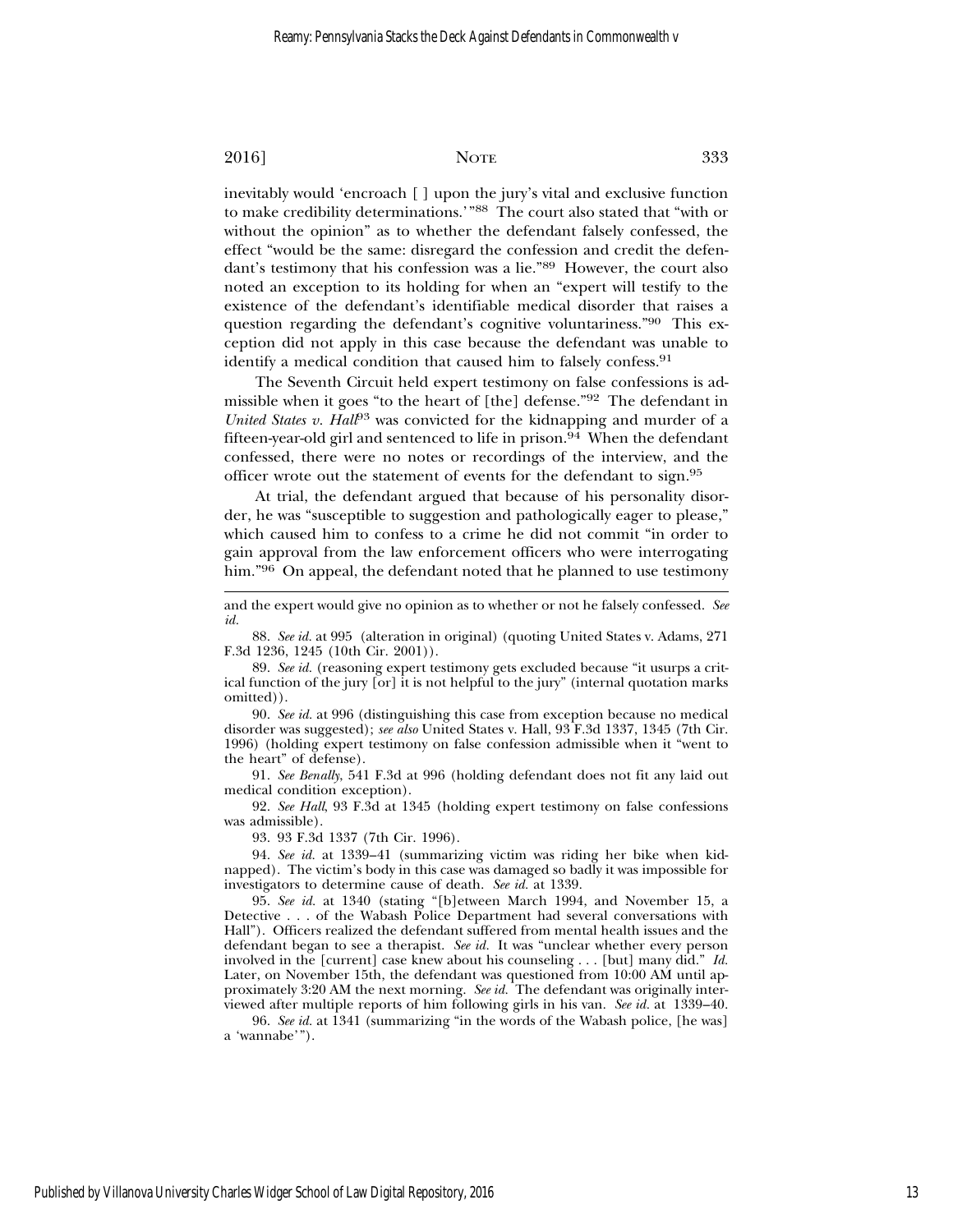inevitably would 'encroach [ ] upon the jury's vital and exclusive function to make credibility determinations.'"[88] The court also stated that "with or without the opinion" as to whether the defendant falsely confessed, the effect "would be the same: disregard the confession and credit the defendant's testimony that his confession was a lie."[89] However, the court also noted an exception to its holding for when an "expert will testify to the existence of the defendant's identifiable medical disorder that raises a question regarding the defendant's cognitive voluntariness."[90] This exception did not apply in this case because the defendant was unable to identify a medical condition that caused him to falsely confess.[91]

The Seventh Circuit held expert testimony on false confessions is admissible when it goes "to the heart of [the] defense."[92] The defendant in *United States v. Hall*[93] was convicted for the kidnapping and murder of a fifteen-year-old girl and sentenced to life in prison.[94] When the defendant confessed, there were no notes or recordings of the interview, and the officer wrote out the statement of events for the defendant to sign.[95]

At trial, the defendant argued that because of his personality disorder, he was "susceptible to suggestion and pathologically eager to please," which caused him to confess to a crime he did not commit "in order to gain approval from the law enforcement officers who were interrogating him."[96] On appeal, the defendant noted that he planned to use testimony

---

and the expert would give no opinion as to whether or not he falsely confessed. *See id.*

88. *See id.* at 995 (alteration in original) (quoting United States v. Adams, 271 F.3d 1236, 1245 (10th Cir. 2001)).

89. *See id.* (reasoning expert testimony gets excluded because "it usurps a critical function of the jury [or] it is not helpful to the jury" (internal quotation marks omitted)).

90. *See id.* at 996 (distinguishing this case from exception because no medical disorder was suggested); *see also* United States v. Hall, 93 F.3d 1337, 1345 (7th Cir. 1996) (holding expert testimony on false confession admissible when it "went to the heart" of defense).

91. *See Benally*, 541 F.3d at 996 (holding defendant does not fit any laid out medical condition exception).

92. *See Hall*, 93 F.3d at 1345 (holding expert testimony on false confessions was admissible).

93. 93 F.3d 1337 (7th Cir. 1996).

94. *See id.* at 1339–41 (summarizing victim was riding her bike when kidnapped). The victim's body in this case was damaged so badly it was impossible for investigators to determine cause of death. *See id.* at 1339.

95. *See id.* at 1340 (stating "[b]etween March 1994, and November 15, a Detective . . . of the Wabash Police Department had several conversations with Hall"). Officers realized the defendant suffered from mental health issues and the defendant began to see a therapist. *See id.* It was "unclear whether every person involved in the [current] case knew about his counseling . . . [but] many did." *Id.* Later, on November 15th, the defendant was questioned from 10:00 AM until approximately 3:20 AM the next morning. *See id.* The defendant was originally interviewed after multiple reports of him following girls in his van. *See id.* at 1339–40.

96. *See id.* at 1341 (summarizing "in the words of the Wabash police, [he was] a 'wannabe'").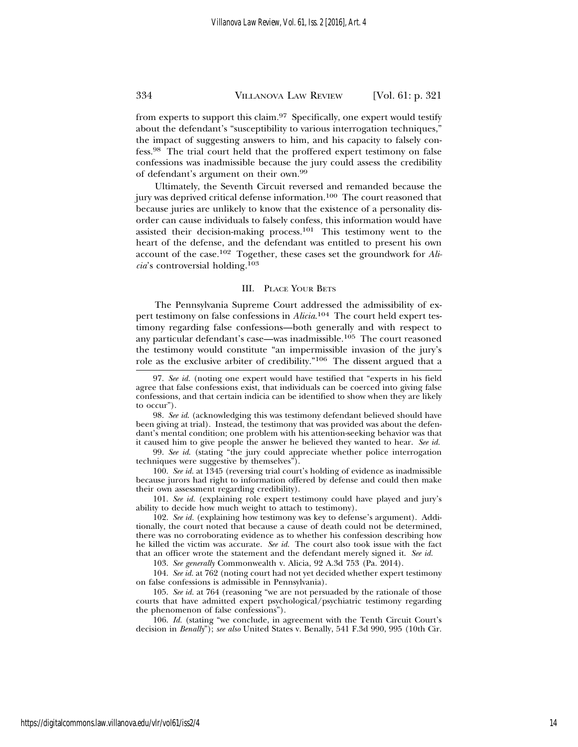from experts to support this claim.[97] Specifically, one expert would testify about the defendant's "susceptibility to various interrogation techniques," the impact of suggesting answers to him, and his capacity to falsely confess.[98] The trial court held that the proffered expert testimony on false confessions was inadmissible because the jury could assess the credibility of defendant's argument on their own.[99]

Ultimately, the Seventh Circuit reversed and remanded because the jury was deprived critical defense information.[100] The court reasoned that because juries are unlikely to know that the existence of a personality disorder can cause individuals to falsely confess, this information would have assisted their decision-making process.[101] This testimony went to the heart of the defense, and the defendant was entitled to present his own account of the case.[102] Together, these cases set the groundwork for *Alicia*'s controversial holding.[103]

## III. Place Your Bets

The Pennsylvania Supreme Court addressed the admissibility of expert testimony on false confessions in *Alicia*.[104] The court held expert testimony regarding false confessions—both generally and with respect to any particular defendant's case—was inadmissible.[105] The court reasoned the testimony would constitute "an impermissible invasion of the jury's role as the exclusive arbiter of credibility."[106] The dissent argued that a

---

97. *See id.* (noting one expert would have testified that "experts in his field agree that false confessions exist, that individuals can be coerced into giving false confessions, and that certain indicia can be identified to show when they are likely to occur").

98. *See id.* (acknowledging this was testimony defendant believed should have been giving at trial). Instead, the testimony that was provided was about the defendant's mental condition; one problem with his attention-seeking behavior was that it caused him to give people the answer he believed they wanted to hear. *See id.*

99. *See id.* (stating "the jury could appreciate whether police interrogation techniques were suggestive by themselves").

100. *See id.* at 1345 (reversing trial court's holding of evidence as inadmissible because jurors had right to information offered by defense and could then make their own assessment regarding credibility).

101. *See id.* (explaining role expert testimony could have played and jury's ability to decide how much weight to attach to testimony).

102. *See id.* (explaining how testimony was key to defense's argument). Additionally, the court noted that because a cause of death could not be determined, there was no corroborating evidence as to whether his confession describing how he killed the victim was accurate. *See id.* The court also took issue with the fact that an officer wrote the statement and the defendant merely signed it. *See id.*

103. *See generally* Commonwealth v. Alicia, 92 A.3d 753 (Pa. 2014).

104. *See id.* at 762 (noting court had not yet decided whether expert testimony on false confessions is admissible in Pennsylvania).

105. *See id.* at 764 (reasoning "we are not persuaded by the rationale of those courts that have admitted expert psychological/psychiatric testimony regarding the phenomenon of false confessions").

106. *Id.* (stating "we conclude, in agreement with the Tenth Circuit Court's decision in *Benally*"); *see also* United States v. Benally, 541 F.3d 990, 995 (10th Cir.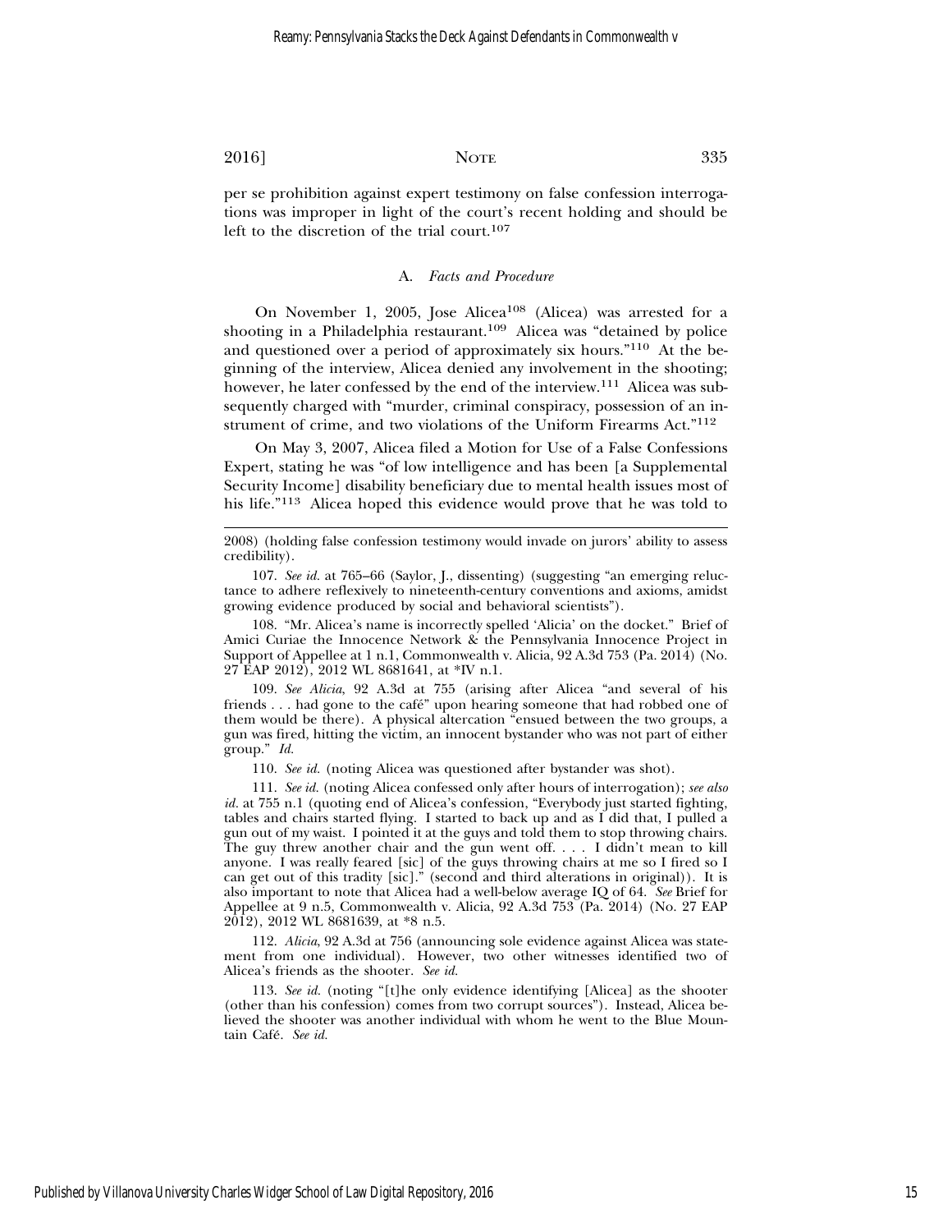per se prohibition against expert testimony on false confession interrogations was improper in light of the court's recent holding and should be left to the discretion of the trial court.[107]

### A. *Facts and Procedure*

On November 1, 2005, Jose Alicea[108] (Alicea) was arrested for a shooting in a Philadelphia restaurant.[109] Alicea was "detained by police and questioned over a period of approximately six hours."[110] At the beginning of the interview, Alicea denied any involvement in the shooting; however, he later confessed by the end of the interview.[111] Alicea was subsequently charged with "murder, criminal conspiracy, possession of an instrument of crime, and two violations of the Uniform Firearms Act."[112]

On May 3, 2007, Alicea filed a Motion for Use of a False Confessions Expert, stating he was "of low intelligence and has been [a Supplemental Security Income] disability beneficiary due to mental health issues most of his life."[113] Alicea hoped this evidence would prove that he was told to

---

2008) (holding false confession testimony would invade on jurors' ability to assess credibility).

107. *See id.* at 765–66 (Saylor, J., dissenting) (suggesting "an emerging reluctance to adhere reflexively to nineteenth-century conventions and axioms, amidst growing evidence produced by social and behavioral scientists").

108. "Mr. Alicea's name is incorrectly spelled 'Alicia' on the docket." Brief of Amici Curiae the Innocence Network & the Pennsylvania Innocence Project in Support of Appellee at 1 n.1, Commonwealth v. Alicia, 92 A.3d 753 (Pa. 2014) (No. 27 EAP 2012), 2012 WL 8681641, at *IV n.1.

109. *See Alicia*, 92 A.3d at 755 (arising after Alicea "and several of his friends . . . had gone to the café" upon hearing someone that had robbed one of them would be there). A physical altercation "ensued between the two groups, a gun was fired, hitting the victim, an innocent bystander who was not part of either group." *Id.*

110. *See id.* (noting Alicea was questioned after bystander was shot).

111. *See id.* (noting Alicea confessed only after hours of interrogation); *see also id.* at 755 n.1 (quoting end of Alicea's confession, "Everybody just started fighting, tables and chairs started flying. I started to back up and as I did that, I pulled a gun out of my waist. I pointed it at the guys and told them to stop throwing chairs. The guy threw another chair and the gun went off. . . . I didn't mean to kill anyone. I was really feared [sic] of the guys throwing chairs at me so I fired so I can get out of this tradity [sic]." (second and third alterations in original)). It is also important to note that Alicea had a well-below average IQ of 64. *See* Brief for Appellee at 9 n.5, Commonwealth v. Alicia, 92 A.3d 753 (Pa. 2014) (No. 27 EAP 2012), 2012 WL 8681639, at *8 n.5.

112. *Alicia*, 92 A.3d at 756 (announcing sole evidence against Alicea was statement from one individual). However, two other witnesses identified two of Alicea's friends as the shooter. *See id.*

113. *See id.* (noting "[t]he only evidence identifying [Alicea] as the shooter (other than his confession) comes from two corrupt sources"). Instead, Alicea believed the shooter was another individual with whom he went to the Blue Mountain Café. *See id.*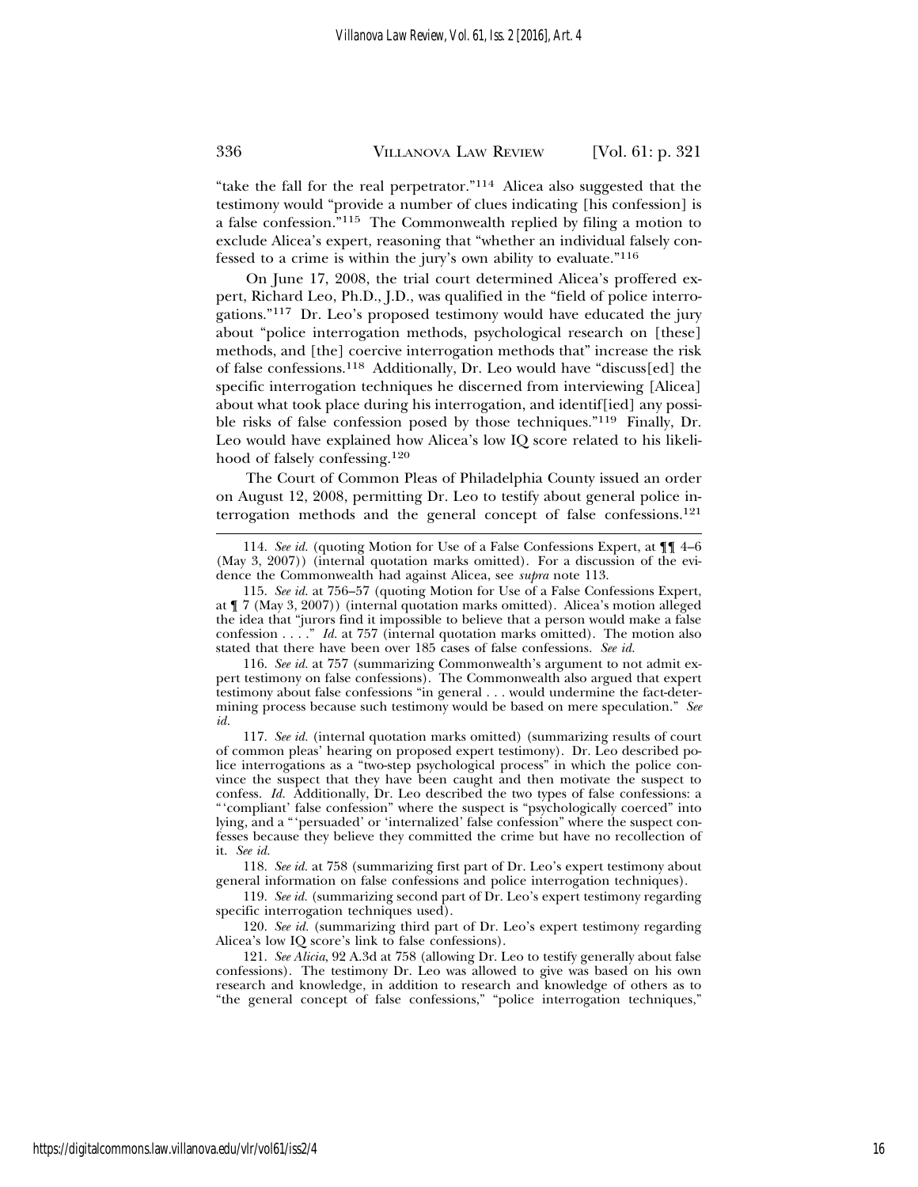"take the fall for the real perpetrator."[114] Alicea also suggested that the testimony would "provide a number of clues indicating [his confession] is a false confession."[115] The Commonwealth replied by filing a motion to exclude Alicea's expert, reasoning that "whether an individual falsely confessed to a crime is within the jury's own ability to evaluate."[116]

On June 17, 2008, the trial court determined Alicea's proffered expert, Richard Leo, Ph.D., J.D., was qualified in the "field of police interrogations."[117] Dr. Leo's proposed testimony would have educated the jury about "police interrogation methods, psychological research on [these] methods, and [the] coercive interrogation methods that" increase the risk of false confessions.[118] Additionally, Dr. Leo would have "discuss[ed] the specific interrogation techniques he discerned from interviewing [Alicea] about what took place during his interrogation, and identif[ied] any possible risks of false confession posed by those techniques."[119] Finally, Dr. Leo would have explained how Alicea's low IQ score related to his likelihood of falsely confessing.[120]

The Court of Common Pleas of Philadelphia County issued an order on August 12, 2008, permitting Dr. Leo to testify about general police interrogation methods and the general concept of false confessions.[121]

---

114. *See id.* (quoting Motion for Use of a False Confessions Expert, at ¶¶ 4–6 (May 3, 2007)) (internal quotation marks omitted). For a discussion of the evidence the Commonwealth had against Alicea, see *supra* note 113.

115. *See id.* at 756–57 (quoting Motion for Use of a False Confessions Expert, at ¶ 7 (May 3, 2007)) (internal quotation marks omitted). Alicea's motion alleged the idea that "jurors find it impossible to believe that a person would make a false confession . . . ." *Id.* at 757 (internal quotation marks omitted). The motion also stated that there have been over 185 cases of false confessions. *See id.*

116. *See id.* at 757 (summarizing Commonwealth's argument to not admit expert testimony on false confessions). The Commonwealth also argued that expert testimony about false confessions "in general . . . would undermine the fact-determining process because such testimony would be based on mere speculation." *See id.*

117. *See id.* (internal quotation marks omitted) (summarizing results of court of common pleas' hearing on proposed expert testimony). Dr. Leo described police interrogations as a "two-step psychological process" in which the police convince the suspect that they have been caught and then motivate the suspect to confess. *Id.* Additionally, Dr. Leo described the two types of false confessions: a "'compliant' false confession" where the suspect is "psychologically coerced" into lying, and a "'persuaded' or 'internalized' false confession" where the suspect confesses because they believe they committed the crime but have no recollection of it. *See id.*

118. *See id.* at 758 (summarizing first part of Dr. Leo's expert testimony about general information on false confessions and police interrogation techniques).

119. *See id.* (summarizing second part of Dr. Leo's expert testimony regarding specific interrogation techniques used).

120. *See id.* (summarizing third part of Dr. Leo's expert testimony regarding Alicea's low IQ score's link to false confessions).

121. *See Alicia*, 92 A.3d at 758 (allowing Dr. Leo to testify generally about false confessions). The testimony Dr. Leo was allowed to give was based on his own research and knowledge, in addition to research and knowledge of others as to "the general concept of false confessions," "police interrogation techniques,"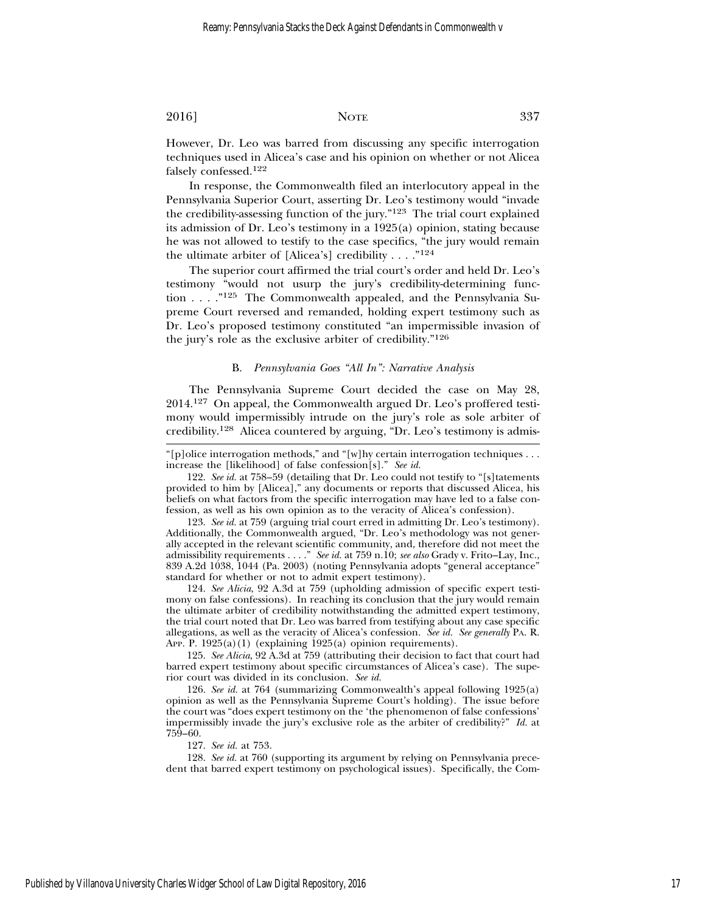However, Dr. Leo was barred from discussing any specific interrogation techniques used in Alicea's case and his opinion on whether or not Alicea falsely confessed.[122]

In response, the Commonwealth filed an interlocutory appeal in the Pennsylvania Superior Court, asserting Dr. Leo's testimony would "invade the credibility-assessing function of the jury."[123] The trial court explained its admission of Dr. Leo's testimony in a 1925(a) opinion, stating because he was not allowed to testify to the case specifics, "the jury would remain the ultimate arbiter of [Alicea's] credibility . . . ."[124]

The superior court affirmed the trial court's order and held Dr. Leo's testimony "would not usurp the jury's credibility-determining function . . . ."[125] The Commonwealth appealed, and the Pennsylvania Supreme Court reversed and remanded, holding expert testimony such as Dr. Leo's proposed testimony constituted "an impermissible invasion of the jury's role as the exclusive arbiter of credibility."[126]

### B. *Pennsylvania Goes "All In": Narrative Analysis*

The Pennsylvania Supreme Court decided the case on May 28, 2014.[127] On appeal, the Commonwealth argued Dr. Leo's proffered testimony would impermissibly intrude on the jury's role as sole arbiter of credibility.[128] Alicea countered by arguing, "Dr. Leo's testimony is admis-

---

"[p]olice interrogation methods," and "[w]hy certain interrogation techniques . . . increase the [likelihood] of false confession[s]." *See id.*

122. *See id.* at 758–59 (detailing that Dr. Leo could not testify to "[s]tatements provided to him by [Alicea]," any documents or reports that discussed Alicea, his beliefs on what factors from the specific interrogation may have led to a false confession, as well as his own opinion as to the veracity of Alicea's confession).

123. *See id.* at 759 (arguing trial court erred in admitting Dr. Leo's testimony). Additionally, the Commonwealth argued, "Dr. Leo's methodology was not generally accepted in the relevant scientific community, and, therefore did not meet the admissibility requirements . . . ." *See id.* at 759 n.10; *see also* Grady v. Frito–Lay, Inc., 839 A.2d 1038, 1044 (Pa. 2003) (noting Pennsylvania adopts "general acceptance" standard for whether or not to admit expert testimony).

124. *See Alicia*, 92 A.3d at 759 (upholding admission of specific expert testimony on false confessions). In reaching its conclusion that the jury would remain the ultimate arbiter of credibility notwithstanding the admitted expert testimony, the trial court noted that Dr. Leo was barred from testifying about any case specific allegations, as well as the veracity of Alicea's confession. *See id. See generally* Pa. R. App. P. 1925(a)(1) (explaining 1925(a) opinion requirements).

125. *See Alicia*, 92 A.3d at 759 (attributing their decision to fact that court had barred expert testimony about specific circumstances of Alicea's case). The superior court was divided in its conclusion. *See id.*

126. *See id.* at 764 (summarizing Commonwealth's appeal following 1925(a) opinion as well as the Pennsylvania Supreme Court's holding). The issue before the court was "does expert testimony on the 'the phenomenon of false confessions' impermissibly invade the jury's exclusive role as the arbiter of credibility?" *Id.* at 759–60.

127. *See id.* at 753.

128. *See id.* at 760 (supporting its argument by relying on Pennsylvania precedent that barred expert testimony on psychological issues). Specifically, the Com-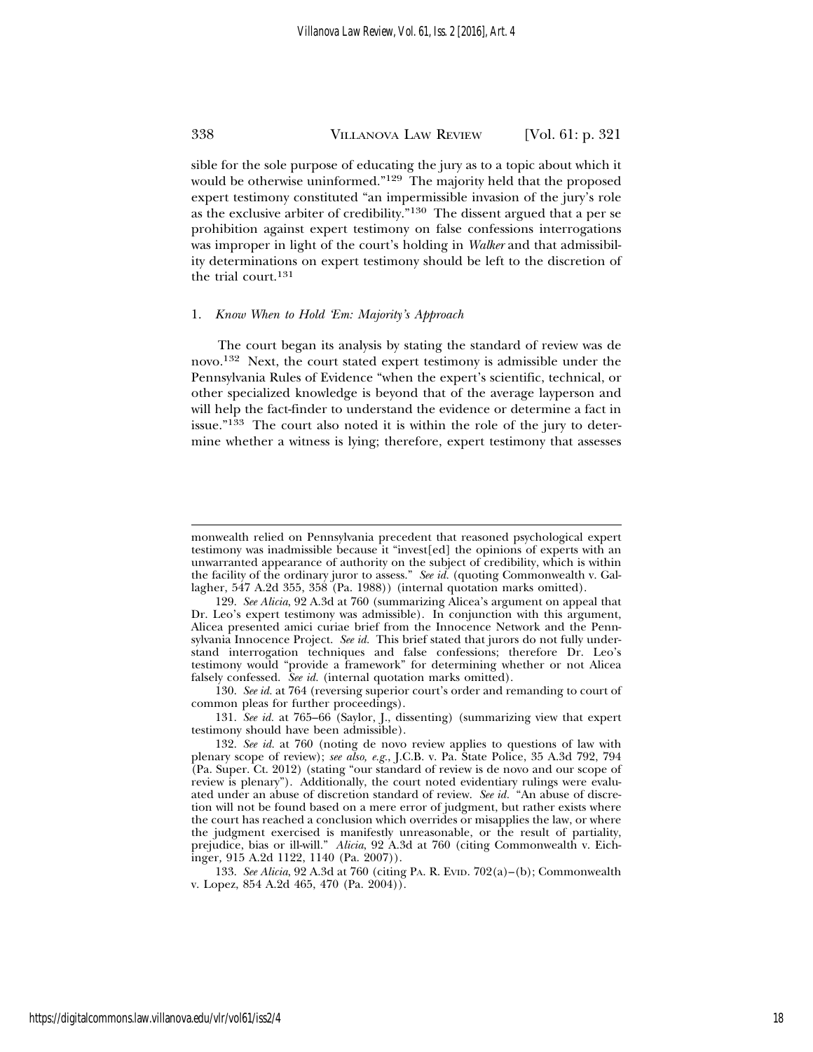sible for the sole purpose of educating the jury as to a topic about which it would be otherwise uninformed."[129] The majority held that the proposed expert testimony constituted "an impermissible invasion of the jury's role as the exclusive arbiter of credibility."[130] The dissent argued that a per se prohibition against expert testimony on false confessions interrogations was improper in light of the court's holding in *Walker* and that admissibility determinations on expert testimony should be left to the discretion of the trial court.[131]

### 1. *Know When to Hold 'Em: Majority's Approach*

The court began its analysis by stating the standard of review was de novo.[132] Next, the court stated expert testimony is admissible under the Pennsylvania Rules of Evidence "when the expert's scientific, technical, or other specialized knowledge is beyond that of the average layperson and will help the fact-finder to understand the evidence or determine a fact in issue."[133] The court also noted it is within the role of the jury to determine whether a witness is lying; therefore, expert testimony that assesses

---

monwealth relied on Pennsylvania precedent that reasoned psychological expert testimony was inadmissible because it "invest[ed] the opinions of experts with an unwarranted appearance of authority on the subject of credibility, which is within the facility of the ordinary juror to assess." *See id.* (quoting Commonwealth v. Gallagher, 547 A.2d 355, 358 (Pa. 1988)) (internal quotation marks omitted).

129. *See Alicia*, 92 A.3d at 760 (summarizing Alicea's argument on appeal that Dr. Leo's expert testimony was admissible). In conjunction with this argument, Alicea presented amici curiae brief from the Innocence Network and the Pennsylvania Innocence Project. *See id.* This brief stated that jurors do not fully understand interrogation techniques and false confessions; therefore Dr. Leo's testimony would "provide a framework" for determining whether or not Alicea falsely confessed. *See id.* (internal quotation marks omitted).

130. *See id.* at 764 (reversing superior court's order and remanding to court of common pleas for further proceedings).

131. *See id.* at 765–66 (Saylor, J., dissenting) (summarizing view that expert testimony should have been admissible).

132. *See id.* at 760 (noting de novo review applies to questions of law with plenary scope of review); *see also, e.g.*, J.C.B. v. Pa. State Police, 35 A.3d 792, 794 (Pa. Super. Ct. 2012) (stating "our standard of review is de novo and our scope of review is plenary"). Additionally, the court noted evidentiary rulings were evaluated under an abuse of discretion standard of review. *See id.* "An abuse of discretion will not be found based on a mere error of judgment, but rather exists where the court has reached a conclusion which overrides or misapplies the law, or where the judgment exercised is manifestly unreasonable, or the result of partiality, prejudice, bias or ill-will." *Alicia*, 92 A.3d at 760 (citing Commonwealth v. Eichinger, 915 A.2d 1122, 1140 (Pa. 2007)).

133. *See Alicia*, 92 A.3d at 760 (citing PA. R. EVID. 702(a)–(b); Commonwealth v. Lopez, 854 A.2d 465, 470 (Pa. 2004)).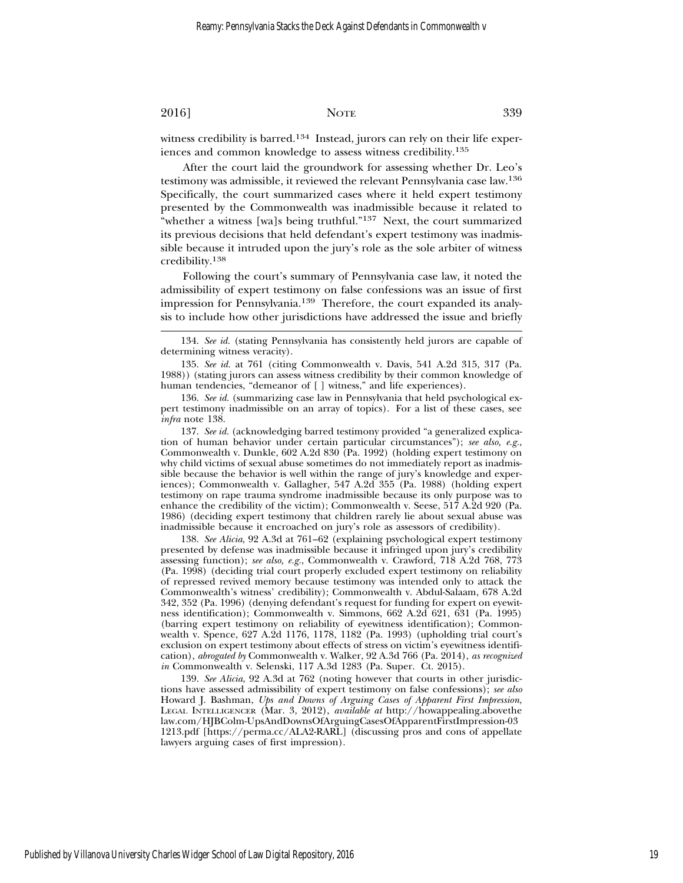witness credibility is barred.[134] Instead, jurors can rely on their life experiences and common knowledge to assess witness credibility.[135]

After the court laid the groundwork for assessing whether Dr. Leo's testimony was admissible, it reviewed the relevant Pennsylvania case law.[136] Specifically, the court summarized cases where it held expert testimony presented by the Commonwealth was inadmissible because it related to "whether a witness [wa]s being truthful."[137] Next, the court summarized its previous decisions that held defendant's expert testimony was inadmissible because it intruded upon the jury's role as the sole arbiter of witness credibility.[138]

Following the court's summary of Pennsylvania case law, it noted the admissibility of expert testimony on false confessions was an issue of first impression for Pennsylvania.[139] Therefore, the court expanded its analysis to include how other jurisdictions have addressed the issue and briefly

---

134. *See id.* (stating Pennsylvania has consistently held jurors are capable of determining witness veracity).

135. *See id.* at 761 (citing Commonwealth v. Davis, 541 A.2d 315, 317 (Pa. 1988)) (stating jurors can assess witness credibility by their common knowledge of human tendencies, "demeanor of [ ] witness," and life experiences).

136. *See id.* (summarizing case law in Pennsylvania that held psychological expert testimony inadmissible on an array of topics). For a list of these cases, see *infra* note 138.

137. *See id.* (acknowledging barred testimony provided "a generalized explication of human behavior under certain particular circumstances"); *see also, e.g.*, Commonwealth v. Dunkle, 602 A.2d 830 (Pa. 1992) (holding expert testimony on why child victims of sexual abuse sometimes do not immediately report as inadmissible because the behavior is well within the range of jury's knowledge and experiences); Commonwealth v. Gallagher, 547 A.2d 355 (Pa. 1988) (holding expert testimony on rape trauma syndrome inadmissible because its only purpose was to enhance the credibility of the victim); Commonwealth v. Seese, 517 A.2d 920 (Pa. 1986) (deciding expert testimony that children rarely lie about sexual abuse was inadmissible because it encroached on jury's role as assessors of credibility).

138. *See Alicia*, 92 A.3d at 761–62 (explaining psychological expert testimony presented by defense was inadmissible because it infringed upon jury's credibility assessing function); *see also, e.g.*, Commonwealth v. Crawford, 718 A.2d 768, 773 (Pa. 1998) (deciding trial court properly excluded expert testimony on reliability of repressed revived memory because testimony was intended only to attack the Commonwealth's witness' credibility); Commonwealth v. Abdul-Salaam, 678 A.2d 342, 352 (Pa. 1996) (denying defendant's request for funding for expert on eyewitness identification); Commonwealth v. Simmons, 662 A.2d 621, 631 (Pa. 1995) (barring expert testimony on reliability of eyewitness identification); Commonwealth v. Spence, 627 A.2d 1176, 1178, 1182 (Pa. 1993) (upholding trial court's exclusion on expert testimony about effects of stress on victim's eyewitness identification), *abrogated by* Commonwealth v. Walker, 92 A.3d 766 (Pa. 2014), *as recognized in* Commonwealth v. Selenski, 117 A.3d 1283 (Pa. Super. Ct. 2015).

139. *See Alicia*, 92 A.3d at 762 (noting however that courts in other jurisdictions have assessed admissibility of expert testimony on false confessions); *see also* Howard J. Bashman, *Ups and Downs of Arguing Cases of Apparent First Impression*, LEGAL INTELLIGENCER (Mar. 3, 2012), *available at* http://howappealing.abovethelaw.com/HJBColm-UpsAndDownsOfArguingCasesOfApparentFirstImpression-031213.pdf [https://perma.cc/ALA2-RARL] (discussing pros and cons of appellate lawyers arguing cases of first impression).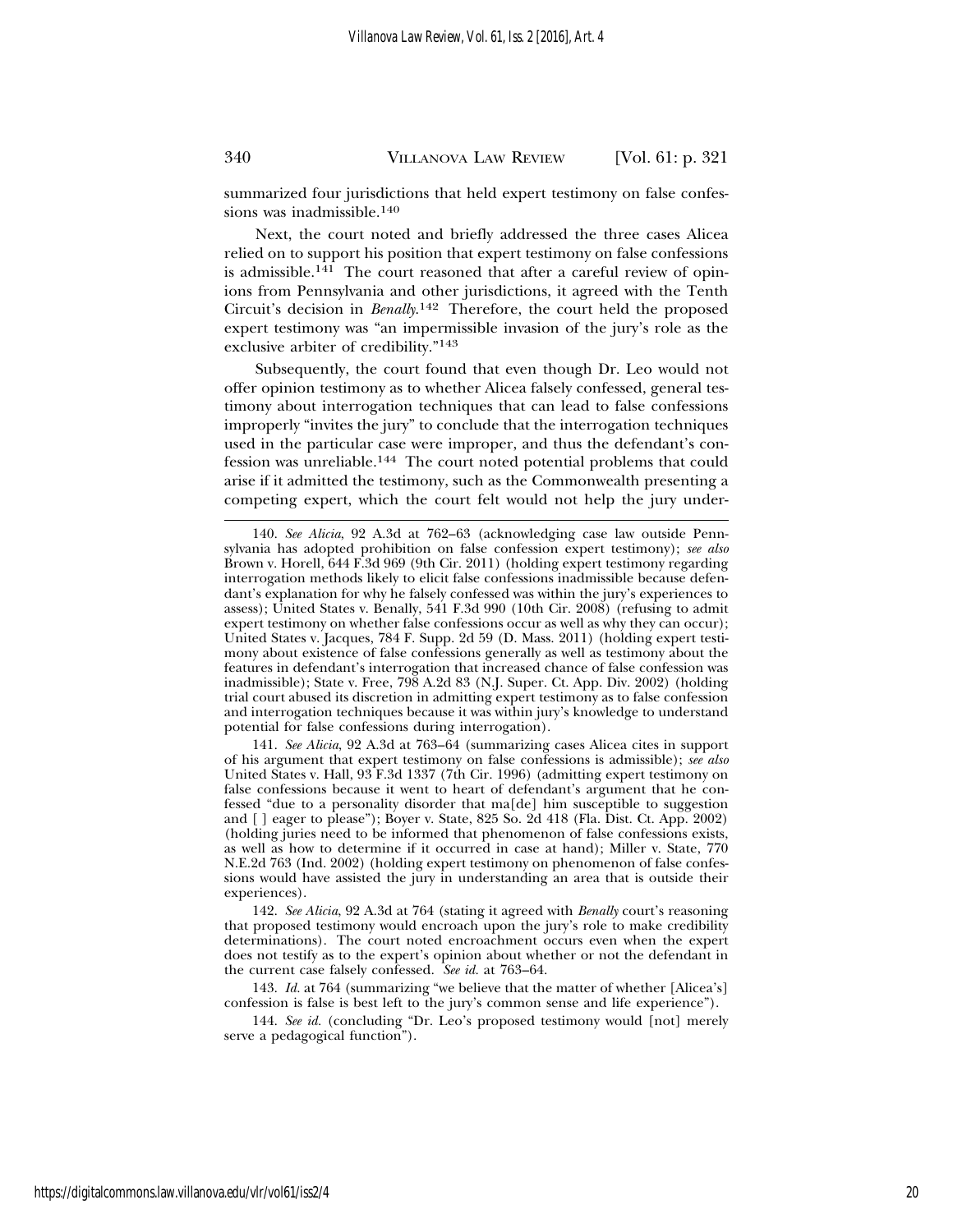summarized four jurisdictions that held expert testimony on false confessions was inadmissible.[140]

Next, the court noted and briefly addressed the three cases Alicea relied on to support his position that expert testimony on false confessions is admissible.[141] The court reasoned that after a careful review of opinions from Pennsylvania and other jurisdictions, it agreed with the Tenth Circuit's decision in *Benally*.[142] Therefore, the court held the proposed expert testimony was "an impermissible invasion of the jury's role as the exclusive arbiter of credibility."[143]

Subsequently, the court found that even though Dr. Leo would not offer opinion testimony as to whether Alicea falsely confessed, general testimony about interrogation techniques that can lead to false confessions improperly "invites the jury" to conclude that the interrogation techniques used in the particular case were improper, and thus the defendant's confession was unreliable.[144] The court noted potential problems that could arise if it admitted the testimony, such as the Commonwealth presenting a competing expert, which the court felt would not help the jury under-

---

140. *See Alicia*, 92 A.3d at 762–63 (acknowledging case law outside Pennsylvania has adopted prohibition on false confession expert testimony); *see also* Brown v. Horell, 644 F.3d 969 (9th Cir. 2011) (holding expert testimony regarding interrogation methods likely to elicit false confessions inadmissible because defendant's explanation for why he falsely confessed was within the jury's experiences to assess); United States v. Benally, 541 F.3d 990 (10th Cir. 2008) (refusing to admit expert testimony on whether false confessions occur as well as why they can occur); United States v. Jacques, 784 F. Supp. 2d 59 (D. Mass. 2011) (holding expert testimony about existence of false confessions generally as well as testimony about the features in defendant's interrogation that increased chance of false confession was inadmissible); State v. Free, 798 A.2d 83 (N.J. Super. Ct. App. Div. 2002) (holding trial court abused its discretion in admitting expert testimony as to false confession and interrogation techniques because it was within jury's knowledge to understand potential for false confessions during interrogation).

141. *See Alicia*, 92 A.3d at 763–64 (summarizing cases Alicea cites in support of his argument that expert testimony on false confessions is admissible); *see also* United States v. Hall, 93 F.3d 1337 (7th Cir. 1996) (admitting expert testimony on false confessions because it went to heart of defendant's argument that he confessed "due to a personality disorder that ma[de] him susceptible to suggestion and [ ] eager to please"); Boyer v. State, 825 So. 2d 418 (Fla. Dist. Ct. App. 2002) (holding juries need to be informed that phenomenon of false confessions exists, as well as how to determine if it occurred in case at hand); Miller v. State, 770 N.E.2d 763 (Ind. 2002) (holding expert testimony on phenomenon of false confessions would have assisted the jury in understanding an area that is outside their experiences).

142. *See Alicia*, 92 A.3d at 764 (stating it agreed with *Benally* court's reasoning that proposed testimony would encroach upon the jury's role to make credibility determinations). The court noted encroachment occurs even when the expert does not testify as to the expert's opinion about whether or not the defendant in the current case falsely confessed. *See id.* at 763–64.

143. *Id.* at 764 (summarizing "we believe that the matter of whether [Alicea's] confession is false is best left to the jury's common sense and life experience").

144. *See id.* (concluding "Dr. Leo's proposed testimony would [not] merely serve a pedagogical function").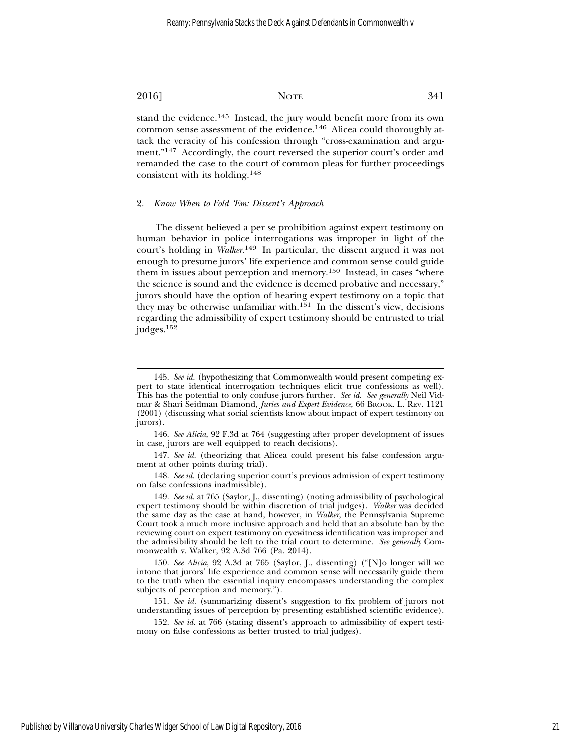stand the evidence.[145] Instead, the jury would benefit more from its own common sense assessment of the evidence.[146] Alicea could thoroughly attack the veracity of his confession through "cross-examination and argument."[147] Accordingly, the court reversed the superior court's order and remanded the case to the court of common pleas for further proceedings consistent with its holding.[148]

### 2. *Know When to Fold 'Em: Dissent's Approach*

The dissent believed a per se prohibition against expert testimony on human behavior in police interrogations was improper in light of the court's holding in *Walker*.[149] In particular, the dissent argued it was not enough to presume jurors' life experience and common sense could guide them in issues about perception and memory.[150] Instead, in cases "where the science is sound and the evidence is deemed probative and necessary," jurors should have the option of hearing expert testimony on a topic that they may be otherwise unfamiliar with.[151] In the dissent's view, decisions regarding the admissibility of expert testimony should be entrusted to trial judges.[152]

---

145. *See id.* (hypothesizing that Commonwealth would present competing expert to state identical interrogation techniques elicit true confessions as well). This has the potential to only confuse jurors further. *See id. See generally* Neil Vidmar & Shari Seidman Diamond, *Juries and Expert Evidence*, 66 BROOK. L. REV. 1121 (2001) (discussing what social scientists know about impact of expert testimony on jurors).

146. *See Alicia*, 92 F.3d at 764 (suggesting after proper development of issues in case, jurors are well equipped to reach decisions).

147. *See id.* (theorizing that Alicea could present his false confession argument at other points during trial).

148. *See id.* (declaring superior court's previous admission of expert testimony on false confessions inadmissible).

149. *See id.* at 765 (Saylor, J., dissenting) (noting admissibility of psychological expert testimony should be within discretion of trial judges). *Walker* was decided the same day as the case at hand, however, in *Walker*, the Pennsylvania Supreme Court took a much more inclusive approach and held that an absolute ban by the reviewing court on expert testimony on eyewitness identification was improper and the admissibility should be left to the trial court to determine. *See generally* Commonwealth v. Walker, 92 A.3d 766 (Pa. 2014).

150. *See Alicia*, 92 A.3d at 765 (Saylor, J., dissenting) ("[N]o longer will we intone that jurors' life experience and common sense will necessarily guide them to the truth when the essential inquiry encompasses understanding the complex subjects of perception and memory.").

151. *See id.* (summarizing dissent's suggestion to fix problem of jurors not understanding issues of perception by presenting established scientific evidence).

152. *See id.* at 766 (stating dissent's approach to admissibility of expert testimony on false confessions as better trusted to trial judges).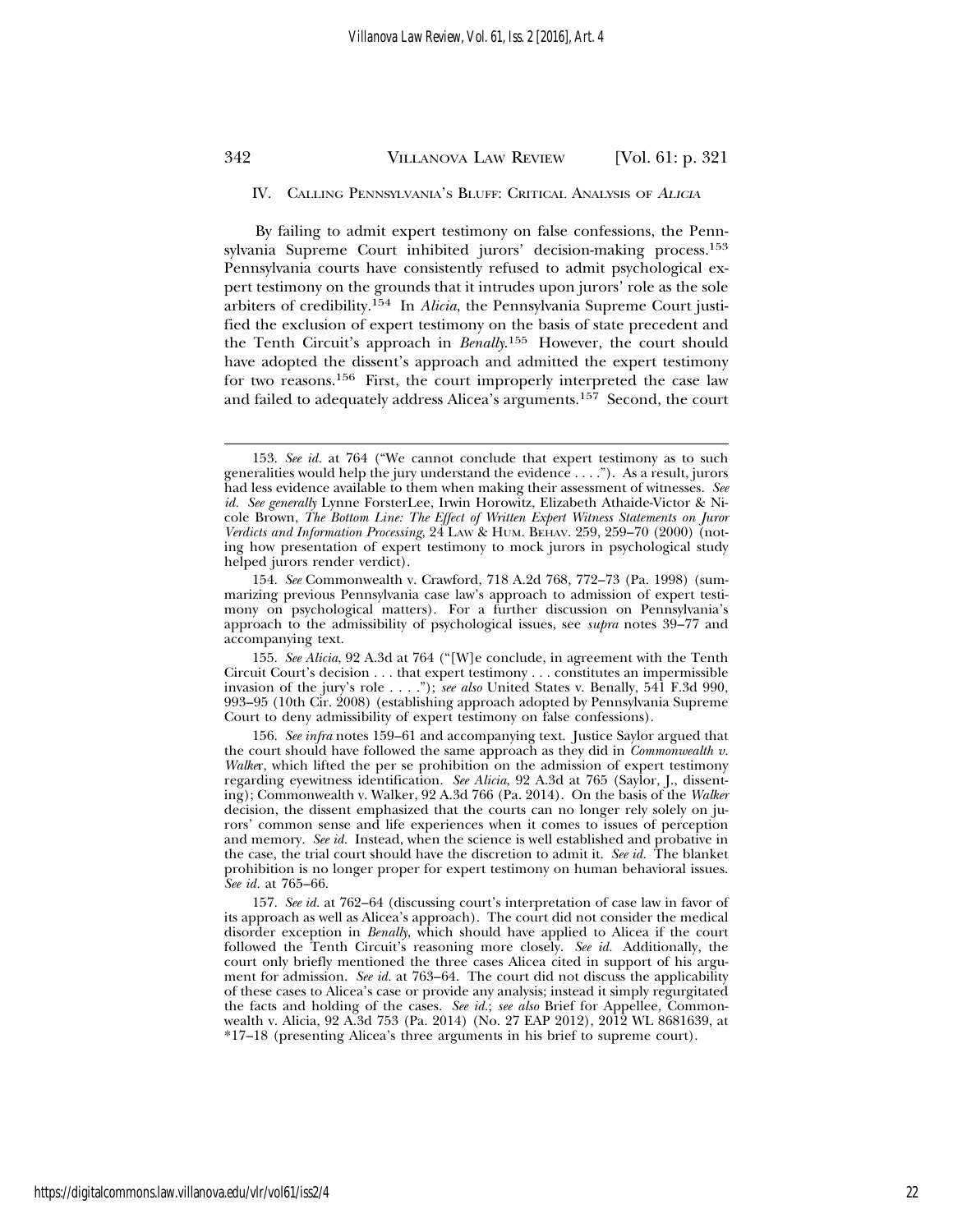## IV. Calling Pennsylvania's Bluff: Critical Analysis of *Alicia*

By failing to admit expert testimony on false confessions, the Pennsylvania Supreme Court inhibited jurors' decision-making process.[153] Pennsylvania courts have consistently refused to admit psychological expert testimony on the grounds that it intrudes upon jurors' role as the sole arbiters of credibility.[154] In *Alicia*, the Pennsylvania Supreme Court justified the exclusion of expert testimony on the basis of state precedent and the Tenth Circuit's approach in *Benally*.[155] However, the court should have adopted the dissent's approach and admitted the expert testimony for two reasons.[156] First, the court improperly interpreted the case law and failed to adequately address Alicea's arguments.[157] Second, the court

---

153. *See id.* at 764 ("We cannot conclude that expert testimony as to such generalities would help the jury understand the evidence . . . ."). As a result, jurors had less evidence available to them when making their assessment of witnesses. *See id. See generally* Lynne ForsterLee, Irwin Horowitz, Elizabeth Athaide-Victor & Nicole Brown, *The Bottom Line: The Effect of Written Expert Witness Statements on Juror Verdicts and Information Processing*, 24 Law & Hum. Behav. 259, 259–70 (2000) (noting how presentation of expert testimony to mock jurors in psychological study helped jurors render verdict).

154. *See* Commonwealth v. Crawford, 718 A.2d 768, 772–73 (Pa. 1998) (summarizing previous Pennsylvania case law's approach to admission of expert testimony on psychological matters). For a further discussion on Pennsylvania's approach to the admissibility of psychological issues, see *supra* notes 39–77 and accompanying text.

155. *See Alicia*, 92 A.3d at 764 ("[W]e conclude, in agreement with the Tenth Circuit Court's decision . . . that expert testimony . . . constitutes an impermissible invasion of the jury's role . . . ."); *see also* United States v. Benally, 541 F.3d 990, 993–95 (10th Cir. 2008) (establishing approach adopted by Pennsylvania Supreme Court to deny admissibility of expert testimony on false confessions).

156. *See infra* notes 159–61 and accompanying text. Justice Saylor argued that the court should have followed the same approach as they did in *Commonwealth v. Walker*, which lifted the per se prohibition on the admission of expert testimony regarding eyewitness identification. *See Alicia*, 92 A.3d at 765 (Saylor, J., dissenting); Commonwealth v. Walker, 92 A.3d 766 (Pa. 2014). On the basis of the *Walker* decision, the dissent emphasized that the courts can no longer rely solely on jurors' common sense and life experiences when it comes to issues of perception and memory. *See id.* Instead, when the science is well established and probative in the case, the trial court should have the discretion to admit it. *See id.* The blanket prohibition is no longer proper for expert testimony on human behavioral issues. *See id.* at 765–66.

157. *See id.* at 762–64 (discussing court's interpretation of case law in favor of its approach as well as Alicea's approach). The court did not consider the medical disorder exception in *Benally*, which should have applied to Alicea if the court followed the Tenth Circuit's reasoning more closely. *See id.* Additionally, the court only briefly mentioned the three cases Alicea cited in support of his argument for admission. *See id.* at 763–64. The court did not discuss the applicability of these cases to Alicea's case or provide any analysis; instead it simply regurgitated the facts and holding of the cases. *See id.*; *see also* Brief for Appellee, Commonwealth v. Alicia, 92 A.3d 753 (Pa. 2014) (No. 27 EAP 2012), 2012 WL 8681639, at *17–18 (presenting Alicea's three arguments in his brief to supreme court).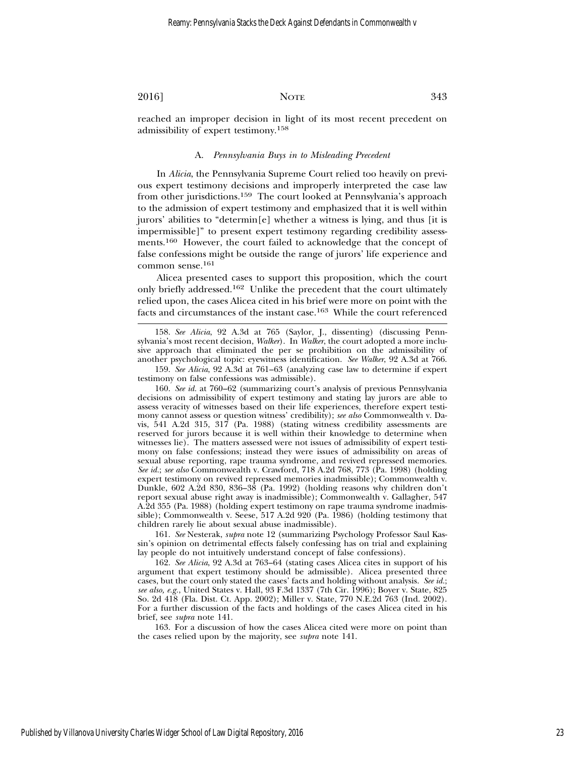reached an improper decision in light of its most recent precedent on admissibility of expert testimony.[158]

### A. *Pennsylvania Buys in to Misleading Precedent*

In *Alicia*, the Pennsylvania Supreme Court relied too heavily on previous expert testimony decisions and improperly interpreted the case law from other jurisdictions.[159] The court looked at Pennsylvania's approach to the admission of expert testimony and emphasized that it is well within jurors' abilities to "determin[e] whether a witness is lying, and thus [it is impermissible]" to present expert testimony regarding credibility assessments.[160] However, the court failed to acknowledge that the concept of false confessions might be outside the range of jurors' life experience and common sense.[161]

Alicea presented cases to support this proposition, which the court only briefly addressed.[162] Unlike the precedent that the court ultimately relied upon, the cases Alicea cited in his brief were more on point with the facts and circumstances of the instant case.[163] While the court referenced

---

158. *See Alicia*, 92 A.3d at 765 (Saylor, J., dissenting) (discussing Pennsylvania's most recent decision, *Walker*). In *Walker*, the court adopted a more inclusive approach that eliminated the per se prohibition on the admissibility of another psychological topic: eyewitness identification. *See Walker*, 92 A.3d at 766.

159. *See Alicia*, 92 A.3d at 761–63 (analyzing case law to determine if expert testimony on false confessions was admissible).

160. *See id.* at 760–62 (summarizing court's analysis of previous Pennsylvania decisions on admissibility of expert testimony and stating lay jurors are able to assess veracity of witnesses based on their life experiences, therefore expert testimony cannot assess or question witness' credibility); *see also* Commonwealth v. Davis, 541 A.2d 315, 317 (Pa. 1988) (stating witness credibility assessments are reserved for jurors because it is well within their knowledge to determine when witnesses lie). The matters assessed were not issues of admissibility of expert testimony on false confessions; instead they were issues of admissibility on areas of sexual abuse reporting, rape trauma syndrome, and revived repressed memories. *See id.*; *see also* Commonwealth v. Crawford, 718 A.2d 768, 773 (Pa. 1998) (holding expert testimony on revived repressed memories inadmissible); Commonwealth v. Dunkle, 602 A.2d 830, 836–38 (Pa. 1992) (holding reasons why children don't report sexual abuse right away is inadmissible); Commonwealth v. Gallagher, 547 A.2d 355 (Pa. 1988) (holding expert testimony on rape trauma syndrome inadmissible); Commonwealth v. Seese, 517 A.2d 920 (Pa. 1986) (holding testimony that children rarely lie about sexual abuse inadmissible).

161. *See* Nesterak, *supra* note 12 (summarizing Psychology Professor Saul Kassin's opinion on detrimental effects falsely confessing has on trial and explaining lay people do not intuitively understand concept of false confessions).

162. *See Alicia*, 92 A.3d at 763–64 (stating cases Alicea cites in support of his argument that expert testimony should be admissible). Alicea presented three cases, but the court only stated the cases' facts and holding without analysis. *See id.*; *see also, e.g.*, United States v. Hall, 93 F.3d 1337 (7th Cir. 1996); Boyer v. State, 825 So. 2d 418 (Fla. Dist. Ct. App. 2002); Miller v. State, 770 N.E.2d 763 (Ind. 2002). For a further discussion of the facts and holdings of the cases Alicea cited in his brief, see *supra* note 141.

163. For a discussion of how the cases Alicea cited were more on point than the cases relied upon by the majority, see *supra* note 141.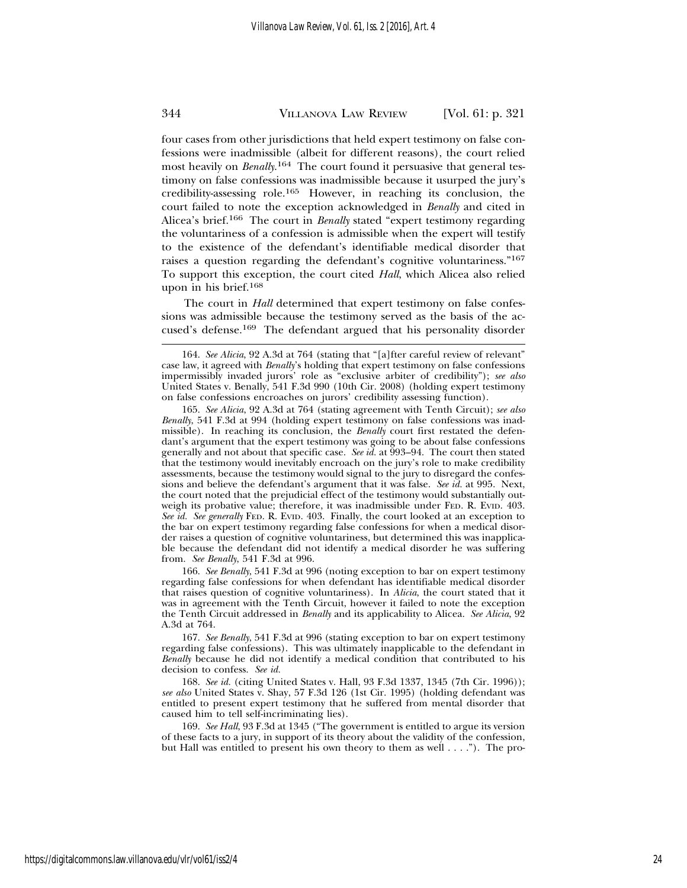four cases from other jurisdictions that held expert testimony on false confessions were inadmissible (albeit for different reasons), the court relied most heavily on *Benally*.[164] The court found it persuasive that general testimony on false confessions was inadmissible because it usurped the jury's credibility-assessing role.[165] However, in reaching its conclusion, the court failed to note the exception acknowledged in *Benally* and cited in Alicea's brief.[166] The court in *Benally* stated "expert testimony regarding the voluntariness of a confession is admissible when the expert will testify to the existence of the defendant's identifiable medical disorder that raises a question regarding the defendant's cognitive voluntariness."[167] To support this exception, the court cited *Hall*, which Alicea also relied upon in his brief.[168]

The court in *Hall* determined that expert testimony on false confessions was admissible because the testimony served as the basis of the accused's defense.[169] The defendant argued that his personality disorder

---

164. *See Alicia*, 92 A.3d at 764 (stating that "[a]fter careful review of relevant" case law, it agreed with *Benally*'s holding that expert testimony on false confessions impermissibly invaded jurors' role as "exclusive arbiter of credibility"); *see also* United States v. Benally, 541 F.3d 990 (10th Cir. 2008) (holding expert testimony on false confessions encroaches on jurors' credibility assessing function).

165. *See Alicia*, 92 A.3d at 764 (stating agreement with Tenth Circuit); *see also Benally*, 541 F.3d at 994 (holding expert testimony on false confessions was inadmissible). In reaching its conclusion, the *Benally* court first restated the defendant's argument that the expert testimony was going to be about false confessions generally and not about that specific case. *See id.* at 993–94. The court then stated that the testimony would inevitably encroach on the jury's role to make credibility assessments, because the testimony would signal to the jury to disregard the confessions and believe the defendant's argument that it was false. *See id.* at 995. Next, the court noted that the prejudicial effect of the testimony would substantially outweigh its probative value; therefore, it was inadmissible under FED. R. EVID. 403. *See id. See generally* FED. R. EVID. 403. Finally, the court looked at an exception to the bar on expert testimony regarding false confessions for when a medical disorder raises a question of cognitive voluntariness, but determined this was inapplicable because the defendant did not identify a medical disorder he was suffering from. *See Benally*, 541 F.3d at 996.

166. *See Benally*, 541 F.3d at 996 (noting exception to bar on expert testimony regarding false confessions for when defendant has identifiable medical disorder that raises question of cognitive voluntariness). In *Alicia*, the court stated that it was in agreement with the Tenth Circuit, however it failed to note the exception the Tenth Circuit addressed in *Benally* and its applicability to Alicea. *See Alicia*, 92 A.3d at 764.

167. *See Benally*, 541 F.3d at 996 (stating exception to bar on expert testimony regarding false confessions). This was ultimately inapplicable to the defendant in *Benally* because he did not identify a medical condition that contributed to his decision to confess. *See id.*

168. *See id.* (citing United States v. Hall, 93 F.3d 1337, 1345 (7th Cir. 1996)); *see also* United States v. Shay, 57 F.3d 126 (1st Cir. 1995) (holding defendant was entitled to present expert testimony that he suffered from mental disorder that caused him to tell self-incriminating lies).

169. *See Hall*, 93 F.3d at 1345 ("The government is entitled to argue its version of these facts to a jury, in support of its theory about the validity of the confession, but Hall was entitled to present his own theory to them as well . . . ."). The pro-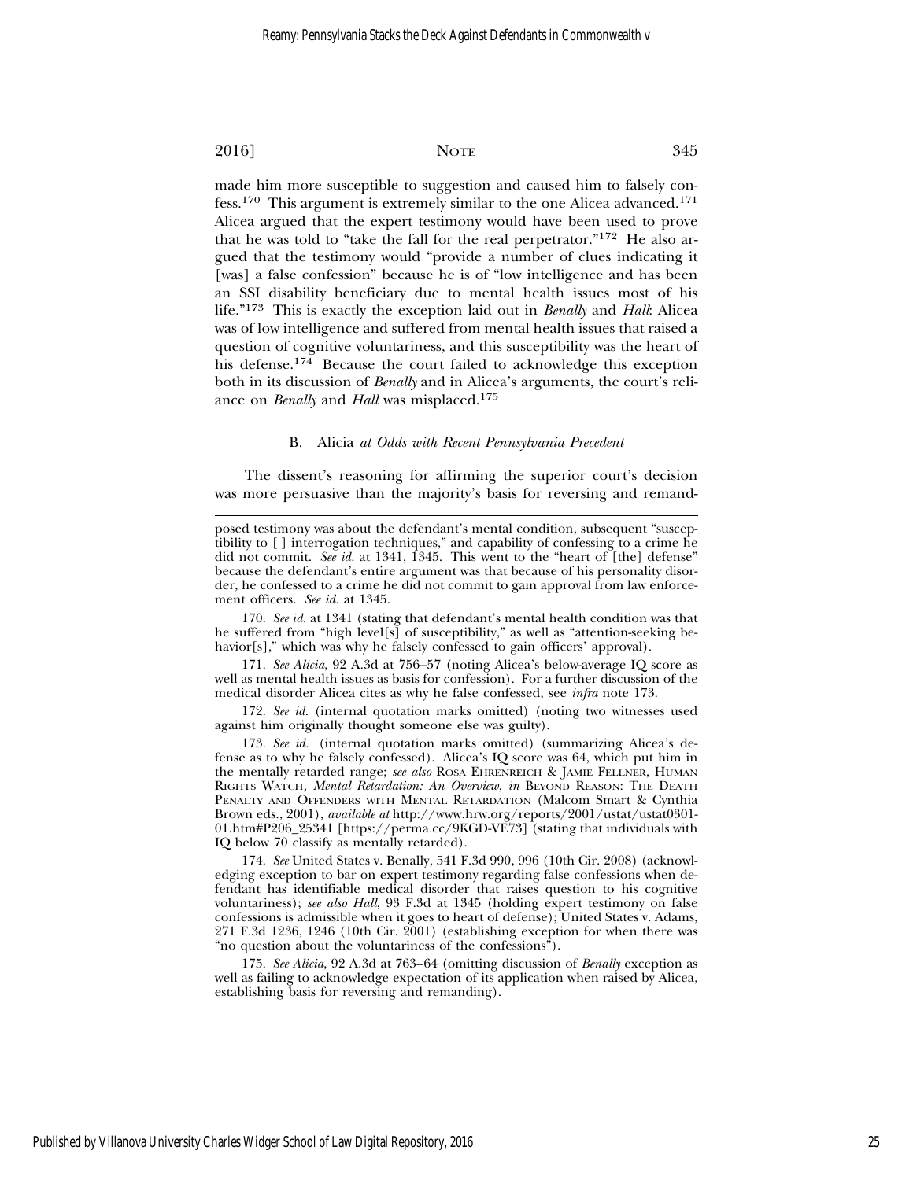made him more susceptible to suggestion and caused him to falsely confess.[170] This argument is extremely similar to the one Alicea advanced.[171] Alicea argued that the expert testimony would have been used to prove that he was told to "take the fall for the real perpetrator."[172] He also argued that the testimony would "provide a number of clues indicating it [was] a false confession" because he is of "low intelligence and has been an SSI disability beneficiary due to mental health issues most of his life."[173] This is exactly the exception laid out in *Benally* and *Hall*: Alicea was of low intelligence and suffered from mental health issues that raised a question of cognitive voluntariness, and this susceptibility was the heart of his defense.[174] Because the court failed to acknowledge this exception both in its discussion of *Benally* and in Alicea's arguments, the court's reliance on *Benally* and *Hall* was misplaced.[175]

### B. *Alicia at Odds with Recent Pennsylvania Precedent*

The dissent's reasoning for affirming the superior court's decision was more persuasive than the majority's basis for reversing and remand-

---

posed testimony was about the defendant's mental condition, subsequent "susceptibility to [ ] interrogation techniques," and capability of confessing to a crime he did not commit. *See id.* at 1341, 1345. This went to the "heart of [the] defense" because the defendant's entire argument was that because of his personality disorder, he confessed to a crime he did not commit to gain approval from law enforcement officers. *See id.* at 1345.

170. *See id.* at 1341 (stating that defendant's mental health condition was that he suffered from "high level[s] of susceptibility," as well as "attention-seeking behavior[s]," which was why he falsely confessed to gain officers' approval).

171. *See Alicia*, 92 A.3d at 756–57 (noting Alicea's below-average IQ score as well as mental health issues as basis for confession). For a further discussion of the medical disorder Alicea cites as why he false confessed, see *infra* note 173.

172. *See id.* (internal quotation marks omitted) (noting two witnesses used against him originally thought someone else was guilty).

173. *See id.* (internal quotation marks omitted) (summarizing Alicea's defense as to why he falsely confessed). Alicea's IQ score was 64, which put him in the mentally retarded range; *see also* ROSA EHRENREICH & JAMIE FELLNER, HUMAN RIGHTS WATCH, *Mental Retardation: An Overview*, *in* BEYOND REASON: THE DEATH PENALTY AND OFFENDERS WITH MENTAL RETARDATION (Malcom Smart & Cynthia Brown eds., 2001), *available at* http://www.hrw.org/reports/2001/ustat/ustat0301-01.htm#P206_25341 [https://perma.cc/9KGD-VE73] (stating that individuals with IQ below 70 classify as mentally retarded).

174. *See* United States v. Benally, 541 F.3d 990, 996 (10th Cir. 2008) (acknowledging exception to bar on expert testimony regarding false confessions when defendant has identifiable medical disorder that raises question to his cognitive voluntariness); *see also Hall*, 93 F.3d at 1345 (holding expert testimony on false confessions is admissible when it goes to heart of defense); United States v. Adams, 271 F.3d 1236, 1246 (10th Cir. 2001) (establishing exception for when there was "no question about the voluntariness of the confessions").

175. *See Alicia*, 92 A.3d at 763–64 (omitting discussion of *Benally* exception as well as failing to acknowledge expectation of its application when raised by Alicea, establishing basis for reversing and remanding).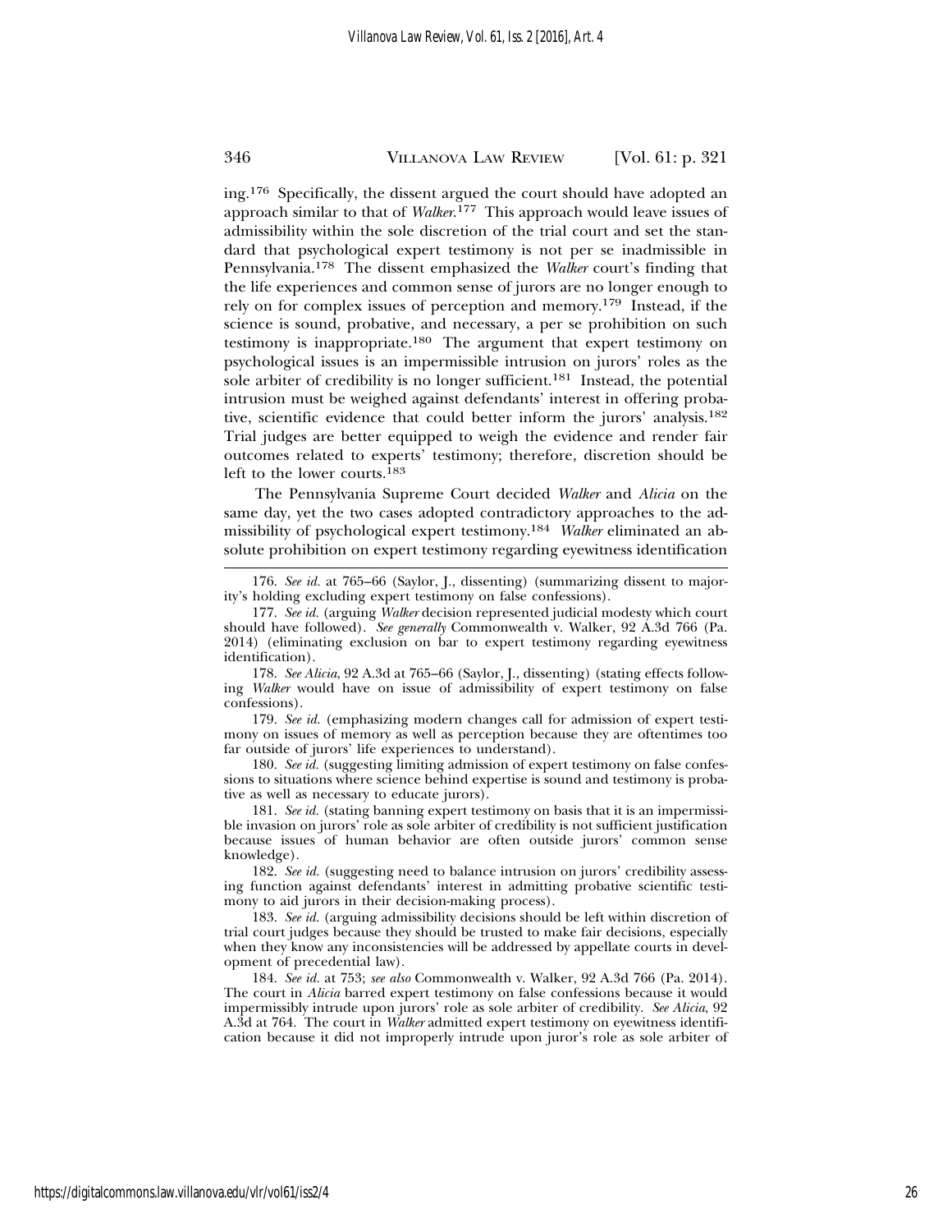ing.[176] Specifically, the dissent argued the court should have adopted an approach similar to that of *Walker*.[177] This approach would leave issues of admissibility within the sole discretion of the trial court and set the standard that psychological expert testimony is not per se inadmissible in Pennsylvania.[178] The dissent emphasized the *Walker* court's finding that the life experiences and common sense of jurors are no longer enough to rely on for complex issues of perception and memory.[179] Instead, if the science is sound, probative, and necessary, a per se prohibition on such testimony is inappropriate.[180] The argument that expert testimony on psychological issues is an impermissible intrusion on jurors' roles as the sole arbiter of credibility is no longer sufficient.[181] Instead, the potential intrusion must be weighed against defendants' interest in offering probative, scientific evidence that could better inform the jurors' analysis.[182] Trial judges are better equipped to weigh the evidence and render fair outcomes related to experts' testimony; therefore, discretion should be left to the lower courts.[183]

The Pennsylvania Supreme Court decided *Walker* and *Alicia* on the same day, yet the two cases adopted contradictory approaches to the admissibility of psychological expert testimony.[184] *Walker* eliminated an absolute prohibition on expert testimony regarding eyewitness identification

---

176. *See id.* at 765–66 (Saylor, J., dissenting) (summarizing dissent to majority's holding excluding expert testimony on false confessions).

177. *See id.* (arguing *Walker* decision represented judicial modesty which court should have followed). *See generally* Commonwealth v. Walker, 92 A.3d 766 (Pa. 2014) (eliminating exclusion on bar to expert testimony regarding eyewitness identification).

178. *See Alicia*, 92 A.3d at 765–66 (Saylor, J., dissenting) (stating effects following *Walker* would have on issue of admissibility of expert testimony on false confessions).

179. *See id.* (emphasizing modern changes call for admission of expert testimony on issues of memory as well as perception because they are oftentimes too far outside of jurors' life experiences to understand).

180. *See id.* (suggesting limiting admission of expert testimony on false confessions to situations where science behind expertise is sound and testimony is probative as well as necessary to educate jurors).

181. *See id.* (stating banning expert testimony on basis that it is an impermissible invasion on jurors' role as sole arbiter of credibility is not sufficient justification because issues of human behavior are often outside jurors' common sense knowledge).

182. *See id.* (suggesting need to balance intrusion on jurors' credibility assessing function against defendants' interest in admitting probative scientific testimony to aid jurors in their decision-making process).

183. *See id.* (arguing admissibility decisions should be left within discretion of trial court judges because they should be trusted to make fair decisions, especially when they know any inconsistencies will be addressed by appellate courts in development of precedential law).

184. *See id.* at 753; *see also* Commonwealth v. Walker, 92 A.3d 766 (Pa. 2014). The court in *Alicia* barred expert testimony on false confessions because it would impermissibly intrude upon jurors' role as sole arbiter of credibility. *See Alicia*, 92 A.3d at 764. The court in *Walker* admitted expert testimony on eyewitness identification because it did not improperly intrude upon juror's role as sole arbiter of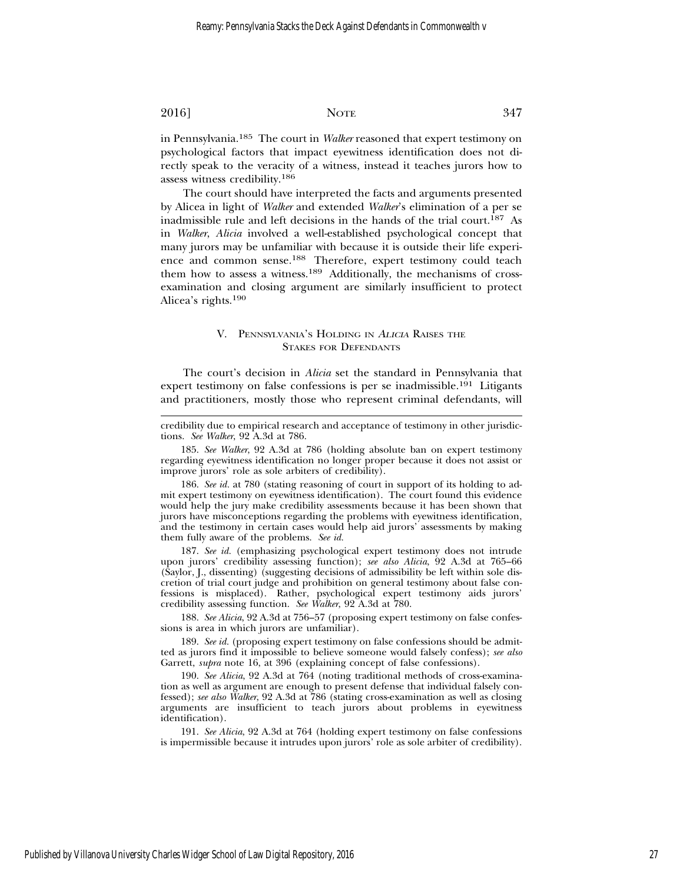in Pennsylvania.[185] The court in *Walker* reasoned that expert testimony on psychological factors that impact eyewitness identification does not directly speak to the veracity of a witness, instead it teaches jurors how to assess witness credibility.[186]

The court should have interpreted the facts and arguments presented by Alicea in light of *Walker* and extended *Walker*'s elimination of a per se inadmissible rule and left decisions in the hands of the trial court.[187] As in *Walker*, *Alicia* involved a well-established psychological concept that many jurors may be unfamiliar with because it is outside their life experience and common sense.[188] Therefore, expert testimony could teach them how to assess a witness.[189] Additionally, the mechanisms of cross-examination and closing argument are similarly insufficient to protect Alicea's rights.[190]

## V. Pennsylvania's Holding in *Alicia* Raises the Stakes for Defendants

The court's decision in *Alicia* set the standard in Pennsylvania that expert testimony on false confessions is per se inadmissible.[191] Litigants and practitioners, mostly those who represent criminal defendants, will

---

credibility due to empirical research and acceptance of testimony in other jurisdictions. *See Walker*, 92 A.3d at 786.

185. *See Walker*, 92 A.3d at 786 (holding absolute ban on expert testimony regarding eyewitness identification no longer proper because it does not assist or improve jurors' role as sole arbiters of credibility).

186. *See id.* at 780 (stating reasoning of court in support of its holding to admit expert testimony on eyewitness identification). The court found this evidence would help the jury make credibility assessments because it has been shown that jurors have misconceptions regarding the problems with eyewitness identification, and the testimony in certain cases would help aid jurors' assessments by making them fully aware of the problems. *See id.*

187. *See id.* (emphasizing psychological expert testimony does not intrude upon jurors' credibility assessing function); *see also Alicia*, 92 A.3d at 765–66 (Saylor, J., dissenting) (suggesting decisions of admissibility be left within sole discretion of trial court judge and prohibition on general testimony about false confessions is misplaced). Rather, psychological expert testimony aids jurors' credibility assessing function. *See Walker*, 92 A.3d at 780.

188. *See Alicia*, 92 A.3d at 756–57 (proposing expert testimony on false confessions is area in which jurors are unfamiliar).

189. *See id.* (proposing expert testimony on false confessions should be admitted as jurors find it impossible to believe someone would falsely confess); *see also* Garrett, *supra* note 16, at 396 (explaining concept of false confessions).

190. *See Alicia*, 92 A.3d at 764 (noting traditional methods of cross-examination as well as argument are enough to present defense that individual falsely confessed); *see also Walker*, 92 A.3d at 786 (stating cross-examination as well as closing arguments are insufficient to teach jurors about problems in eyewitness identification).

191. *See Alicia*, 92 A.3d at 764 (holding expert testimony on false confessions is impermissible because it intrudes upon jurors' role as sole arbiter of credibility).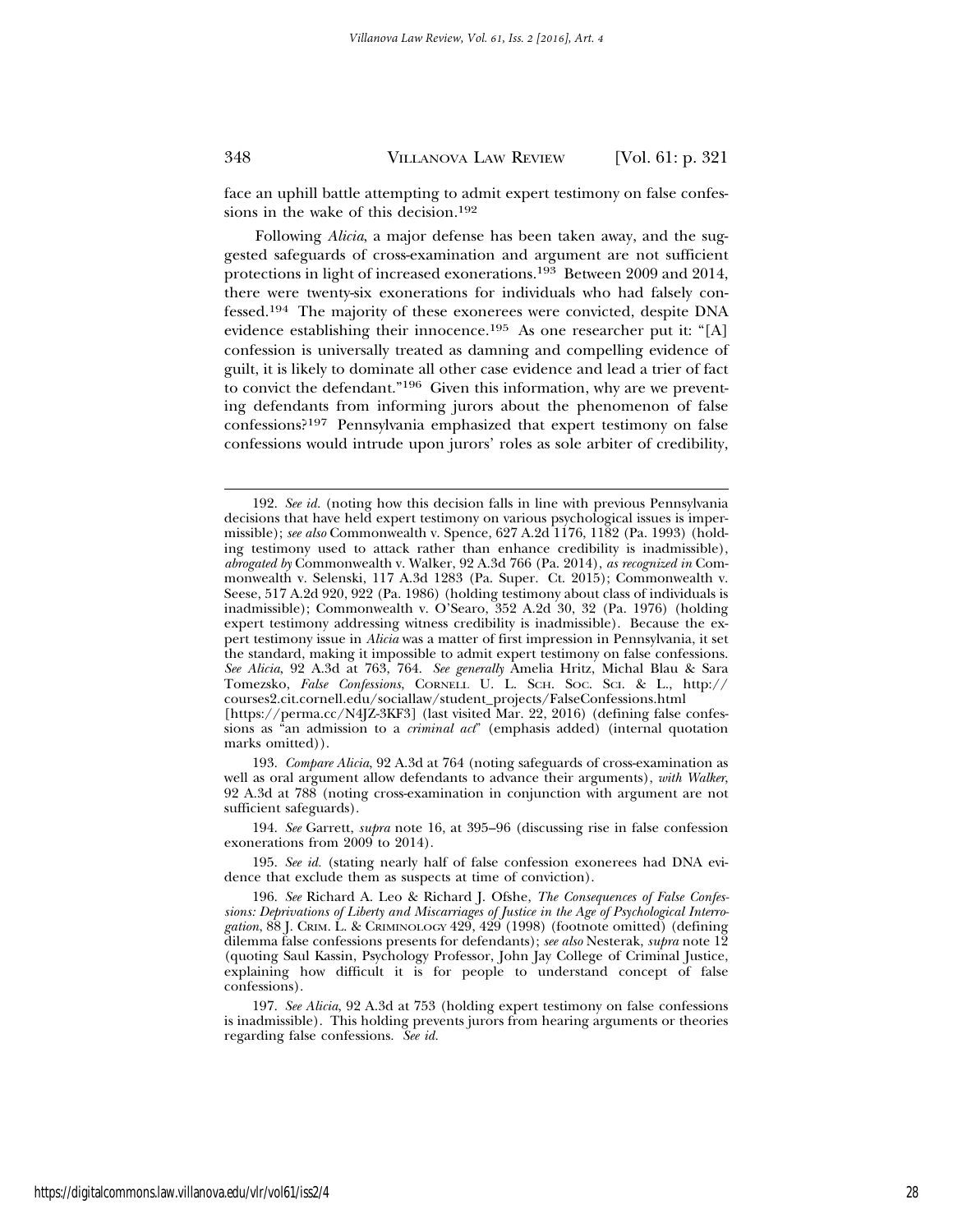face an uphill battle attempting to admit expert testimony on false confessions in the wake of this decision.[192]

Following *Alicia*, a major defense has been taken away, and the suggested safeguards of cross-examination and argument are not sufficient protections in light of increased exonerations.[193] Between 2009 and 2014, there were twenty-six exonerations for individuals who had falsely confessed.[194] The majority of these exonerees were convicted, despite DNA evidence establishing their innocence.[195] As one researcher put it: "[A] confession is universally treated as damning and compelling evidence of guilt, it is likely to dominate all other case evidence and lead a trier of fact to convict the defendant."[196] Given this information, why are we preventing defendants from informing jurors about the phenomenon of false confessions?[197] Pennsylvania emphasized that expert testimony on false confessions would intrude upon jurors' roles as sole arbiter of credibility,

---

192. *See id.* (noting how this decision falls in line with previous Pennsylvania decisions that have held expert testimony on various psychological issues is impermissible); *see also* Commonwealth v. Spence, 627 A.2d 1176, 1182 (Pa. 1993) (holding testimony used to attack rather than enhance credibility is inadmissible), *abrogated by* Commonwealth v. Walker, 92 A.3d 766 (Pa. 2014), *as recognized in* Commonwealth v. Selenski, 117 A.3d 1283 (Pa. Super. Ct. 2015); Commonwealth v. Seese, 517 A.2d 920, 922 (Pa. 1986) (holding testimony about class of individuals is inadmissible); Commonwealth v. O'Searo, 352 A.2d 30, 32 (Pa. 1976) (holding expert testimony addressing witness credibility is inadmissible). Because the expert testimony issue in *Alicia* was a matter of first impression in Pennsylvania, it set the standard, making it impossible to admit expert testimony on false confessions. *See Alicia*, 92 A.3d at 763, 764. *See generally* Amelia Hritz, Michal Blau & Sara Tomezsko, *False Confessions*, CORNELL U. L. SCH. SOC. SCI. & L., http://courses2.cit.cornell.edu/sociallaw/student_projects/FalseConfessions.html [https://perma.cc/N4JZ-3KF3] (last visited Mar. 22, 2016) (defining false confessions as "an admission to a *criminal act*" (emphasis added) (internal quotation marks omitted)).

193. *Compare Alicia*, 92 A.3d at 764 (noting safeguards of cross-examination as well as oral argument allow defendants to advance their arguments), *with Walker*, 92 A.3d at 788 (noting cross-examination in conjunction with argument are not sufficient safeguards).

194. *See* Garrett, *supra* note 16, at 395–96 (discussing rise in false confession exonerations from 2009 to 2014).

195. *See id.* (stating nearly half of false confession exonerees had DNA evidence that exclude them as suspects at time of conviction).

196. *See* Richard A. Leo & Richard J. Ofshe, *The Consequences of False Confessions: Deprivations of Liberty and Miscarriages of Justice in the Age of Psychological Interrogation*, 88 J. CRIM. L. & CRIMINOLOGY 429, 429 (1998) (footnote omitted) (defining dilemma false confessions presents for defendants); *see also* Nesterak, *supra* note 12 (quoting Saul Kassin, Psychology Professor, John Jay College of Criminal Justice, explaining how difficult it is for people to understand concept of false confessions).

197. *See Alicia*, 92 A.3d at 753 (holding expert testimony on false confessions is inadmissible). This holding prevents jurors from hearing arguments or theories regarding false confessions. *See id.*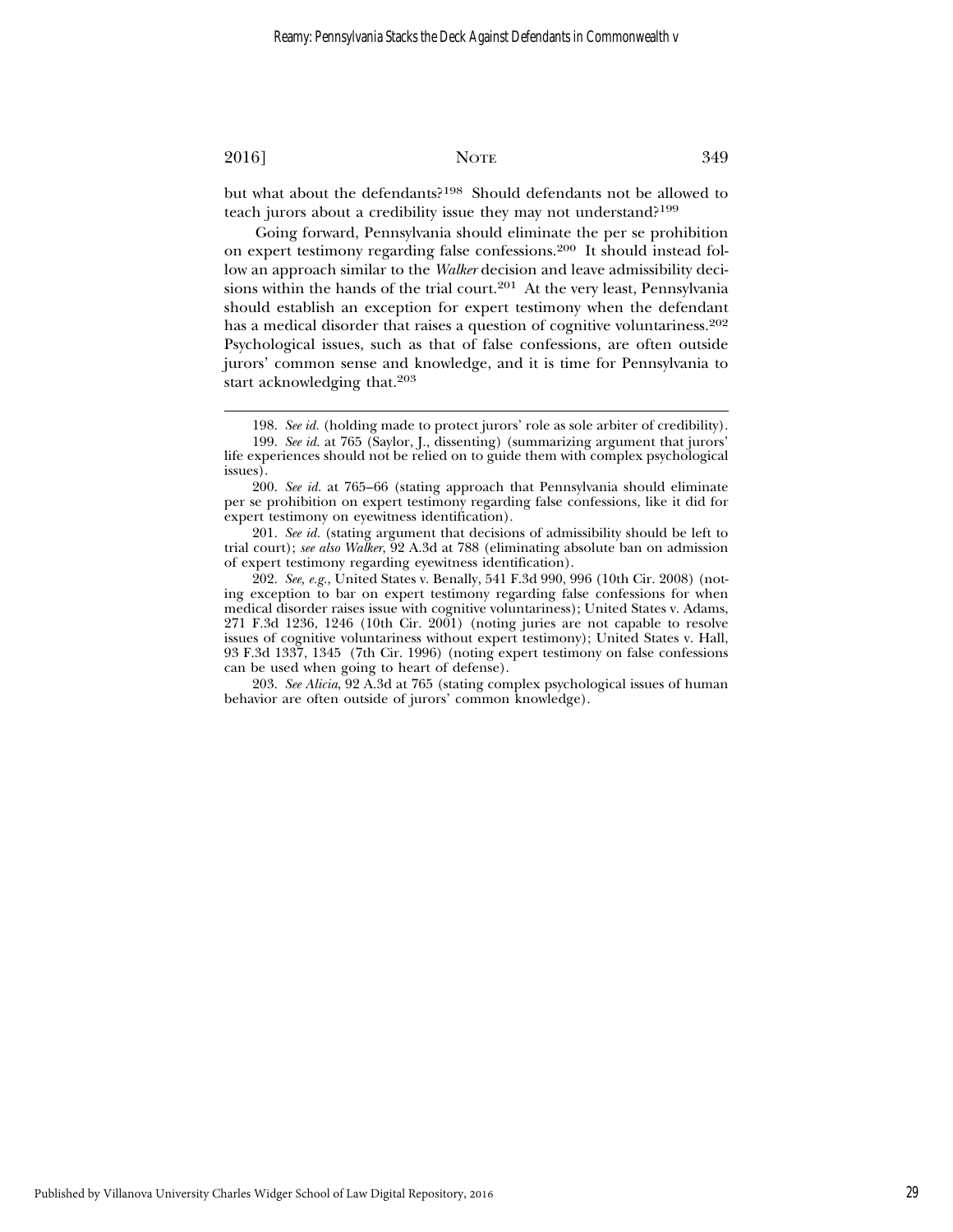but what about the defendants?[198] Should defendants not be allowed to teach jurors about a credibility issue they may not understand?[199]

Going forward, Pennsylvania should eliminate the per se prohibition on expert testimony regarding false confessions.[200] It should instead follow an approach similar to the *Walker* decision and leave admissibility decisions within the hands of the trial court.[201] At the very least, Pennsylvania should establish an exception for expert testimony when the defendant has a medical disorder that raises a question of cognitive voluntariness.[202] Psychological issues, such as that of false confessions, are often outside jurors' common sense and knowledge, and it is time for Pennsylvania to start acknowledging that.[203]

---

198. *See id.* (holding made to protect jurors' role as sole arbiter of credibility).

199. *See id.* at 765 (Saylor, J., dissenting) (summarizing argument that jurors' life experiences should not be relied on to guide them with complex psychological issues).

200. *See id.* at 765–66 (stating approach that Pennsylvania should eliminate per se prohibition on expert testimony regarding false confessions, like it did for expert testimony on eyewitness identification).

201. *See id.* (stating argument that decisions of admissibility should be left to trial court); *see also Walker*, 92 A.3d at 788 (eliminating absolute ban on admission of expert testimony regarding eyewitness identification).

202. *See, e.g.*, United States v. Benally, 541 F.3d 990, 996 (10th Cir. 2008) (noting exception to bar on expert testimony regarding false confessions for when medical disorder raises issue with cognitive voluntariness); United States v. Adams, 271 F.3d 1236, 1246 (10th Cir. 2001) (noting juries are not capable to resolve issues of cognitive voluntariness without expert testimony); United States v. Hall, 93 F.3d 1337, 1345 (7th Cir. 1996) (noting expert testimony on false confessions can be used when going to heart of defense).

203. *See Alicia*, 92 A.3d at 765 (stating complex psychological issues of human behavior are often outside of jurors' common knowledge).